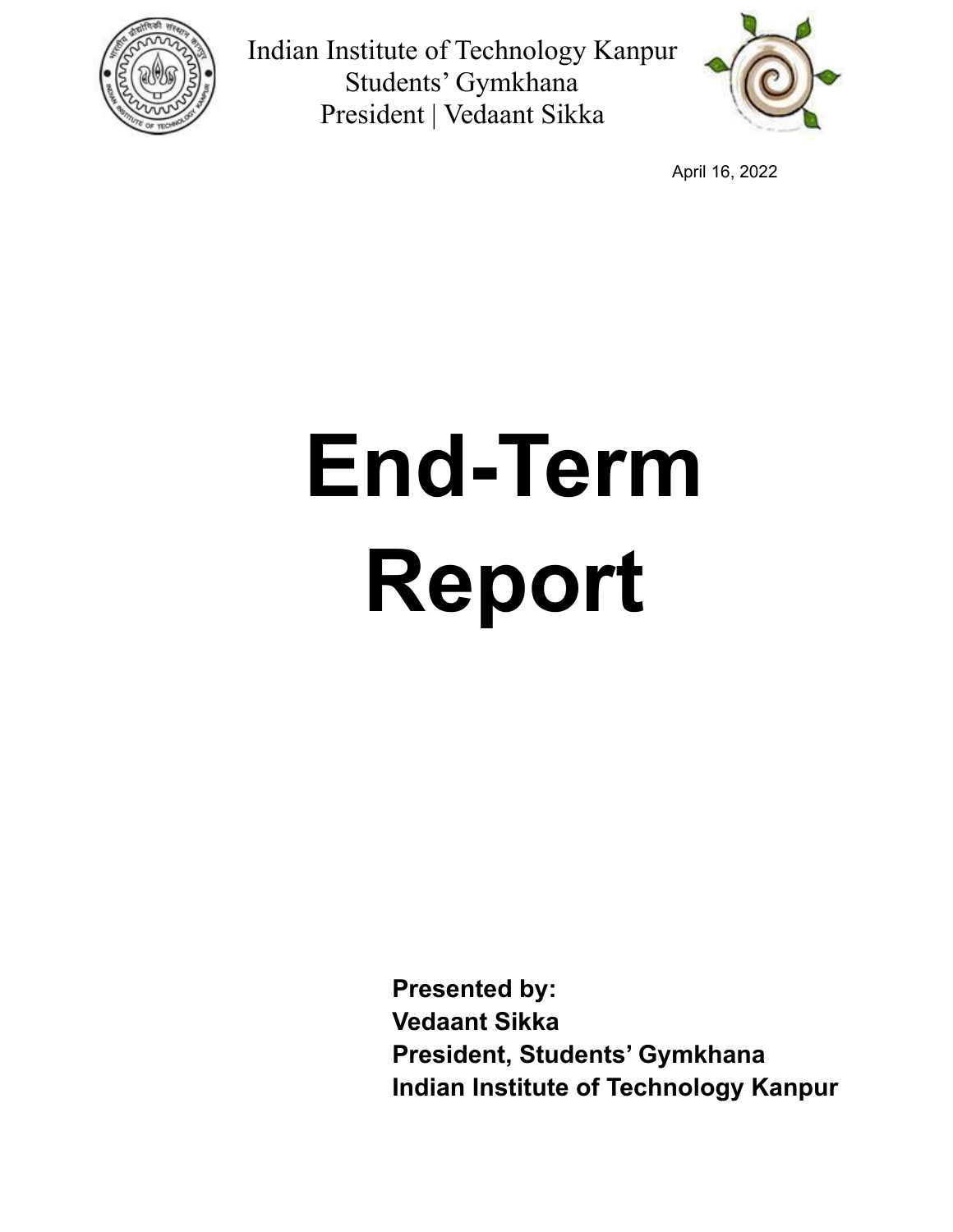Indian Institute of Technology Kanpur
Students' Gymkhana
President | Vedaant Sikka

April 16, 2022

# End-Term Report

**Presented by:**
**Vedaant Sikka**
**President, Students' Gymkhana**
**Indian Institute of Technology Kanpur**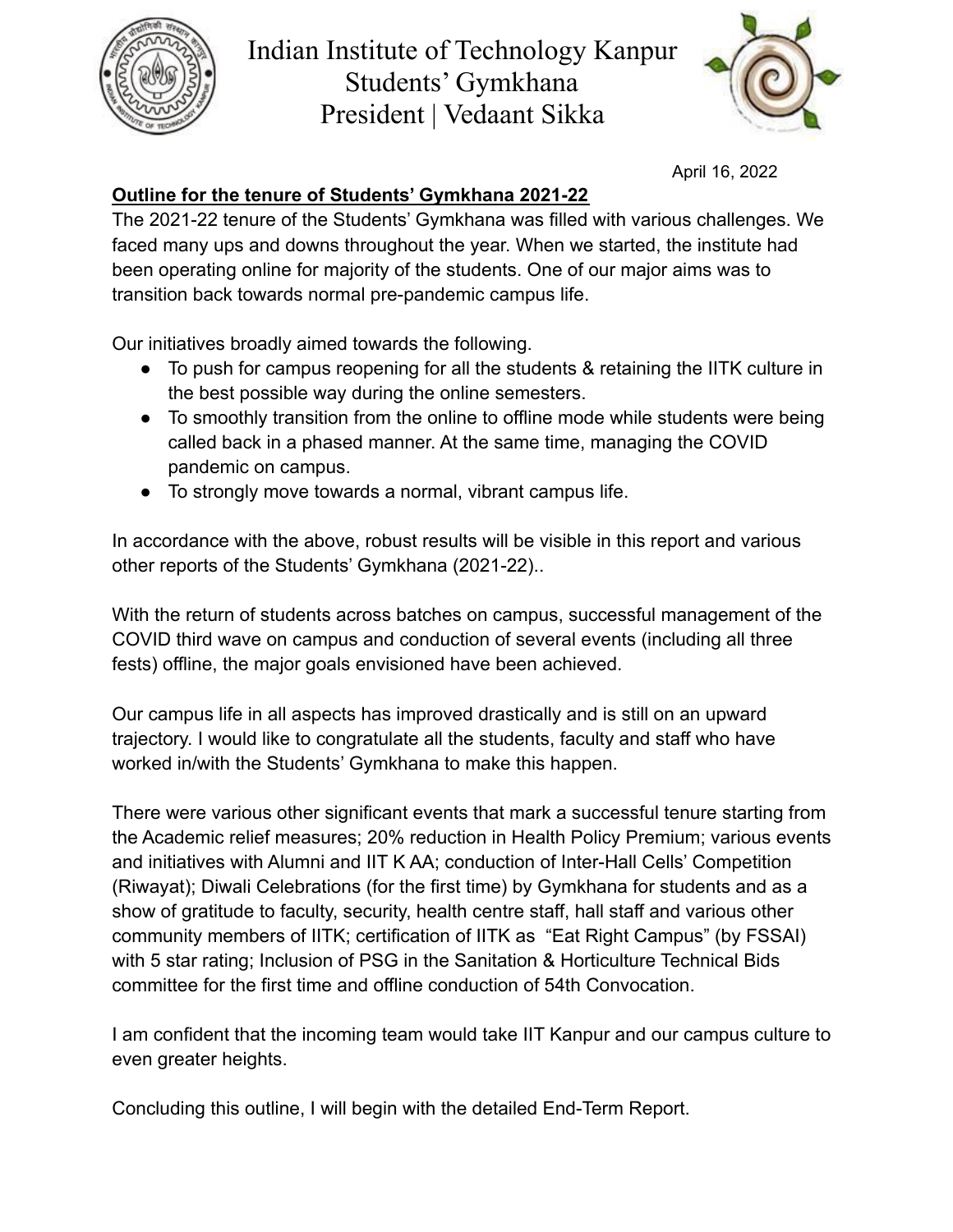# Indian Institute of Technology Kanpur
## Students' Gymkhana
## President | Vedaant Sikka

April 16, 2022

**Outline for the tenure of Students' Gymkhana 2021-22**

The 2021-22 tenure of the Students' Gymkhana was filled with various challenges. We faced many ups and downs throughout the year. When we started, the institute had been operating online for majority of the students. One of our major aims was to transition back towards normal pre-pandemic campus life.

Our initiatives broadly aimed towards the following.

- To push for campus reopening for all the students & retaining the IITK culture in the best possible way during the online semesters.
- To smoothly transition from the online to offline mode while students were being called back in a phased manner. At the same time, managing the COVID pandemic on campus.
- To strongly move towards a normal, vibrant campus life.

In accordance with the above, robust results will be visible in this report and various other reports of the Students' Gymkhana (2021-22)..

With the return of students across batches on campus, successful management of the COVID third wave on campus and conduction of several events (including all three fests) offline, the major goals envisioned have been achieved.

Our campus life in all aspects has improved drastically and is still on an upward trajectory. I would like to congratulate all the students, faculty and staff who have worked in/with the Students' Gymkhana to make this happen.

There were various other significant events that mark a successful tenure starting from the Academic relief measures; 20% reduction in Health Policy Premium; various events and initiatives with Alumni and IIT K AA; conduction of Inter-Hall Cells' Competition (Riwayat); Diwali Celebrations (for the first time) by Gymkhana for students and as a show of gratitude to faculty, security, health centre staff, hall staff and various other community members of IITK; certification of IITK as "Eat Right Campus" (by FSSAI) with 5 star rating; Inclusion of PSG in the Sanitation & Horticulture Technical Bids committee for the first time and offline conduction of 54th Convocation.

I am confident that the incoming team would take IIT Kanpur and our campus culture to even greater heights.

Concluding this outline, I will begin with the detailed End-Term Report.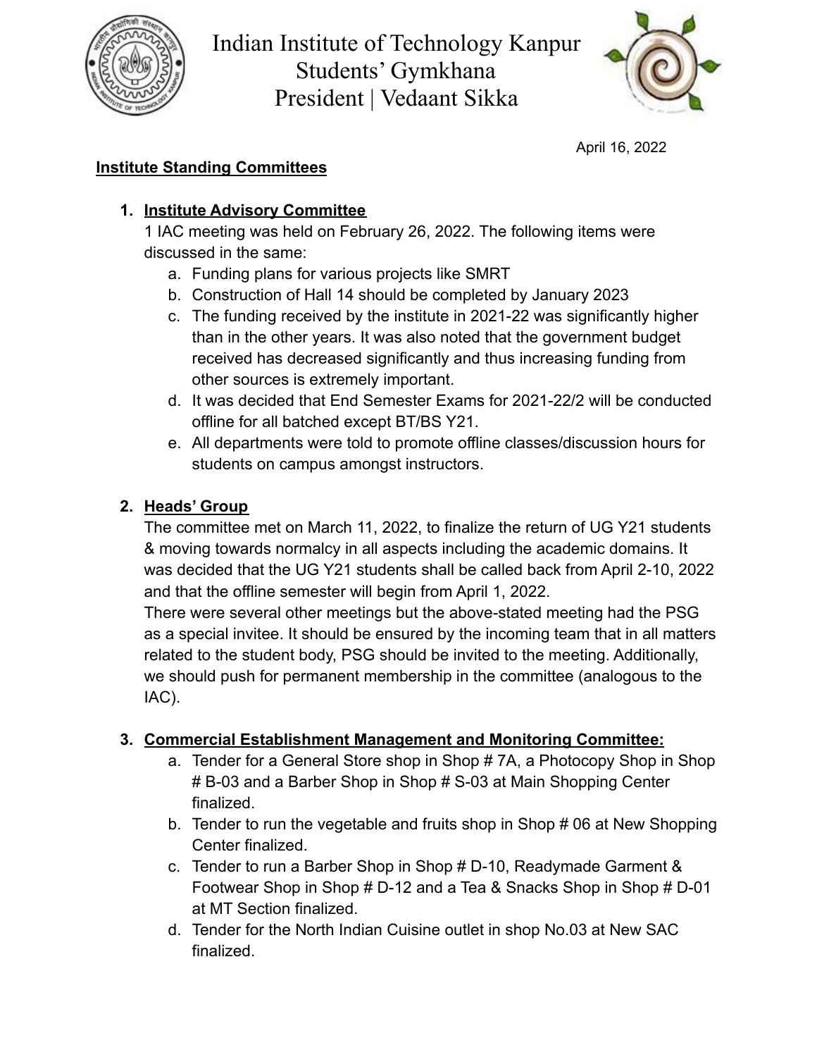# Indian Institute of Technology Kanpur
## Students' Gymkhana
## President | Vedaant Sikka

April 16, 2022

**Institute Standing Committees**

1. **Institute Advisory Committee**
   1 IAC meeting was held on February 26, 2022. The following items were discussed in the same:
   a. Funding plans for various projects like SMRT
   b. Construction of Hall 14 should be completed by January 2023
   c. The funding received by the institute in 2021-22 was significantly higher than in the other years. It was also noted that the government budget received has decreased significantly and thus increasing funding from other sources is extremely important.
   d. It was decided that End Semester Exams for 2021-22/2 will be conducted offline for all batched except BT/BS Y21.
   e. All departments were told to promote offline classes/discussion hours for students on campus amongst instructors.

2. **Heads' Group**
   The committee met on March 11, 2022, to finalize the return of UG Y21 students & moving towards normalcy in all aspects including the academic domains. It was decided that the UG Y21 students shall be called back from April 2-10, 2022 and that the offline semester will begin from April 1, 2022.
   There were several other meetings but the above-stated meeting had the PSG as a special invitee. It should be ensured by the incoming team that in all matters related to the student body, PSG should be invited to the meeting. Additionally, we should push for permanent membership in the committee (analogous to the IAC).

3. **Commercial Establishment Management and Monitoring Committee:**
   a. Tender for a General Store shop in Shop # 7A, a Photocopy Shop in Shop # B-03 and a Barber Shop in Shop # S-03 at Main Shopping Center finalized.
   b. Tender to run the vegetable and fruits shop in Shop # 06 at New Shopping Center finalized.
   c. Tender to run a Barber Shop in Shop # D-10, Readymade Garment & Footwear Shop in Shop # D-12 and a Tea & Snacks Shop in Shop # D-01 at MT Section finalized.
   d. Tender for the North Indian Cuisine outlet in shop No.03 at New SAC finalized.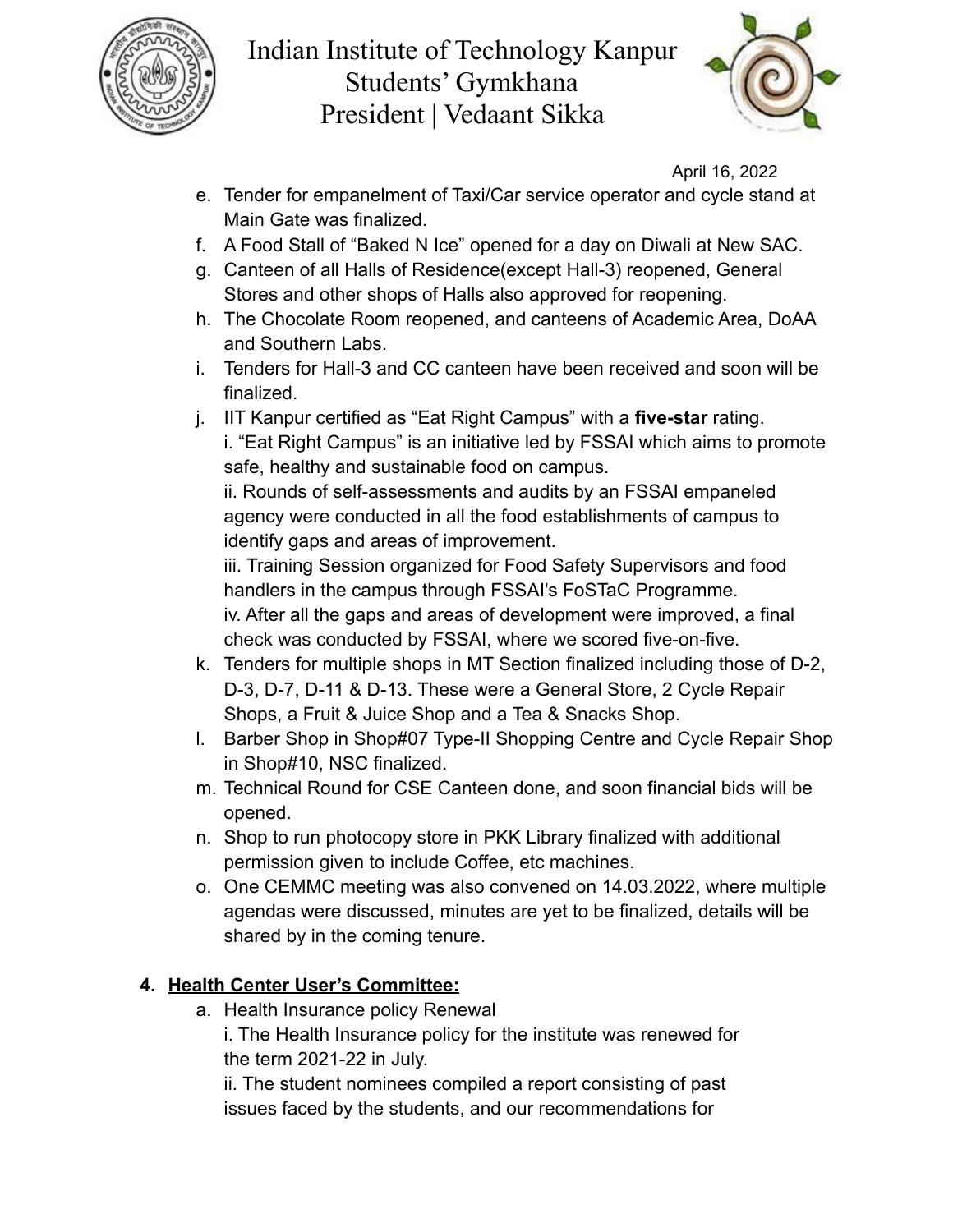April 16, 2022

e. Tender for empanelment of Taxi/Car service operator and cycle stand at Main Gate was finalized.
f. A Food Stall of “Baked N Ice” opened for a day on Diwali at New SAC.
g. Canteen of all Halls of Residence(except Hall-3) reopened, General Stores and other shops of Halls also approved for reopening.
h. The Chocolate Room reopened, and canteens of Academic Area, DoAA and Southern Labs.
i. Tenders for Hall-3 and CC canteen have been received and soon will be finalized.
j. IIT Kanpur certified as “Eat Right Campus” with a **five-star** rating.
   i. “Eat Right Campus” is an initiative led by FSSAI which aims to promote safe, healthy and sustainable food on campus.
   ii. Rounds of self-assessments and audits by an FSSAI empaneled agency were conducted in all the food establishments of campus to identify gaps and areas of improvement.
   iii. Training Session organized for Food Safety Supervisors and food handlers in the campus through FSSAI's FoSTaC Programme.
   iv. After all the gaps and areas of development were improved, a final check was conducted by FSSAI, where we scored five-on-five.
k. Tenders for multiple shops in MT Section finalized including those of D-2, D-3, D-7, D-11 & D-13. These were a General Store, 2 Cycle Repair Shops, a Fruit & Juice Shop and a Tea & Snacks Shop.
l. Barber Shop in Shop#07 Type-II Shopping Centre and Cycle Repair Shop in Shop#10, NSC finalized.
m. Technical Round for CSE Canteen done, and soon financial bids will be opened.
n. Shop to run photocopy store in PKK Library finalized with additional permission given to include Coffee, etc machines.
o. One CEMMC meeting was also convened on 14.03.2022, where multiple agendas were discussed, minutes are yet to be finalized, details will be shared by in the coming tenure.

4. **Health Center User’s Committee:**
   a. Health Insurance policy Renewal
      i. The Health Insurance policy for the institute was renewed for the term 2021-22 in July.
      ii. The student nominees compiled a report consisting of past issues faced by the students, and our recommendations for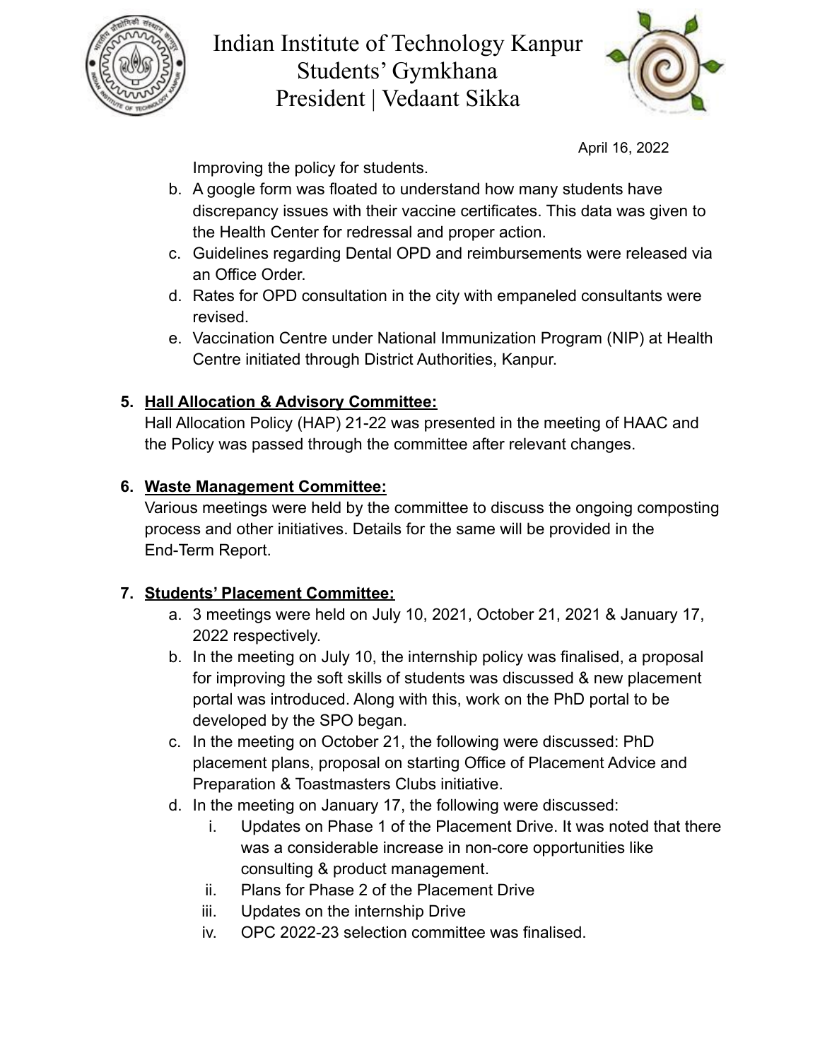Improving the policy for students.

b. A google form was floated to understand how many students have discrepancy issues with their vaccine certificates. This data was given to the Health Center for redressal and proper action.
c. Guidelines regarding Dental OPD and reimbursements were released via an Office Order.
d. Rates for OPD consultation in the city with empaneled consultants were revised.
e. Vaccination Centre under National Immunization Program (NIP) at Health Centre initiated through District Authorities, Kanpur.

5. **Hall Allocation & Advisory Committee:**
Hall Allocation Policy (HAP) 21-22 was presented in the meeting of HAAC and the Policy was passed through the committee after relevant changes.

6. **Waste Management Committee:**
Various meetings were held by the committee to discuss the ongoing composting process and other initiatives. Details for the same will be provided in the End-Term Report.

7. **Students' Placement Committee:**
    a. 3 meetings were held on July 10, 2021, October 21, 2021 & January 17, 2022 respectively.
    b. In the meeting on July 10, the internship policy was finalised, a proposal for improving the soft skills of students was discussed & new placement portal was introduced. Along with this, work on the PhD portal to be developed by the SPO began.
    c. In the meeting on October 21, the following were discussed: PhD placement plans, proposal on starting Office of Placement Advice and Preparation & Toastmasters Clubs initiative.
    d. In the meeting on January 17, the following were discussed:
        i. Updates on Phase 1 of the Placement Drive. It was noted that there was a considerable increase in non-core opportunities like consulting & product management.
        ii. Plans for Phase 2 of the Placement Drive
        iii. Updates on the internship Drive
        iv. OPC 2022-23 selection committee was finalised.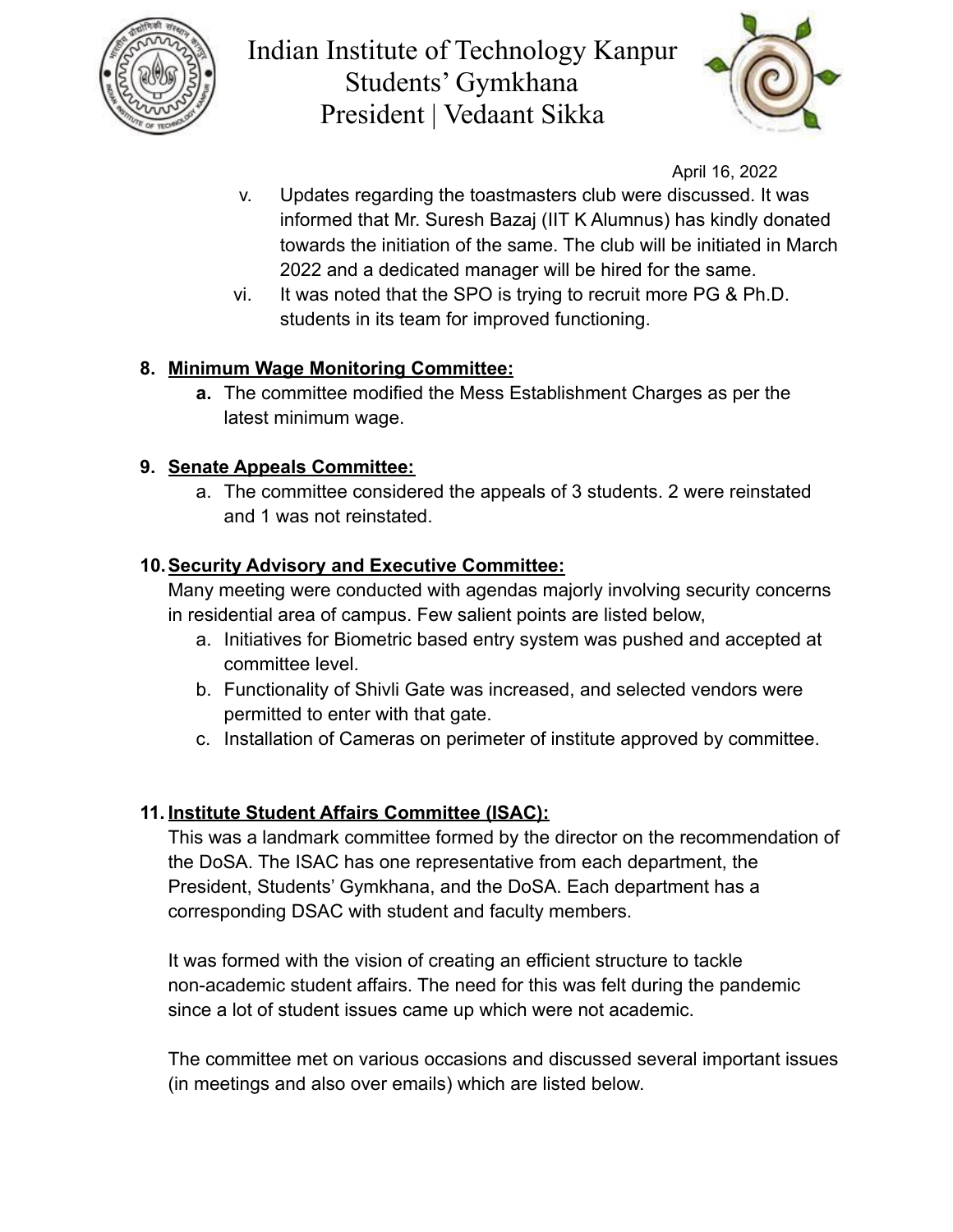April 16, 2022

v. Updates regarding the toastmasters club were discussed. It was informed that Mr. Suresh Bazaj (IIT K Alumnus) has kindly donated towards the initiation of the same. The club will be initiated in March 2022 and a dedicated manager will be hired for the same.

vi. It was noted that the SPO is trying to recruit more PG & Ph.D. students in its team for improved functioning.

**8. Minimum Wage Monitoring Committee:**

**a.** The committee modified the Mess Establishment Charges as per the latest minimum wage.

**9. Senate Appeals Committee:**

a. The committee considered the appeals of 3 students. 2 were reinstated and 1 was not reinstated.

**10. Security Advisory and Executive Committee:**

Many meeting were conducted with agendas majorly involving security concerns in residential area of campus. Few salient points are listed below,

a. Initiatives for Biometric based entry system was pushed and accepted at committee level.

b. Functionality of Shivli Gate was increased, and selected vendors were permitted to enter with that gate.

c. Installation of Cameras on perimeter of institute approved by committee.

**11. Institute Student Affairs Committee (ISAC):**

This was a landmark committee formed by the director on the recommendation of the DoSA. The ISAC has one representative from each department, the President, Students' Gymkhana, and the DoSA. Each department has a corresponding DSAC with student and faculty members.

It was formed with the vision of creating an efficient structure to tackle non-academic student affairs. The need for this was felt during the pandemic since a lot of student issues came up which were not academic.

The committee met on various occasions and discussed several important issues (in meetings and also over emails) which are listed below.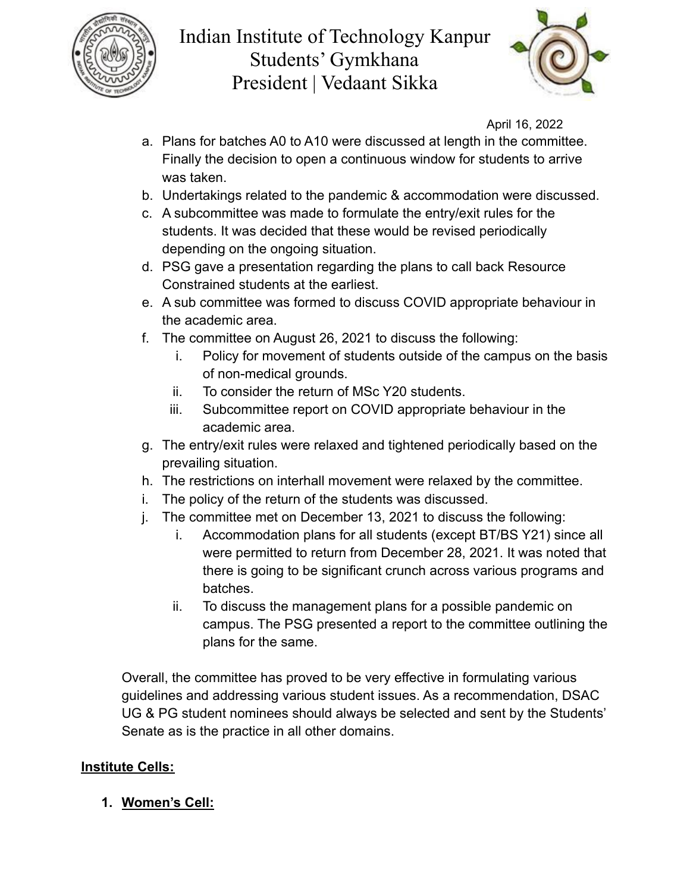a. Plans for batches A0 to A10 were discussed at length in the committee. Finally the decision to open a continuous window for students to arrive was taken.
b. Undertakings related to the pandemic & accommodation were discussed.
c. A subcommittee was made to formulate the entry/exit rules for the students. It was decided that these would be revised periodically depending on the ongoing situation.
d. PSG gave a presentation regarding the plans to call back Resource Constrained students at the earliest.
e. A sub committee was formed to discuss COVID appropriate behaviour in the academic area.
f. The committee on August 26, 2021 to discuss the following:
   i. Policy for movement of students outside of the campus on the basis of non-medical grounds.
   ii. To consider the return of MSc Y20 students.
   iii. Subcommittee report on COVID appropriate behaviour in the academic area.
g. The entry/exit rules were relaxed and tightened periodically based on the prevailing situation.
h. The restrictions on interhall movement were relaxed by the committee.
i. The policy of the return of the students was discussed.
j. The committee met on December 13, 2021 to discuss the following:
   i. Accommodation plans for all students (except BT/BS Y21) since all were permitted to return from December 28, 2021. It was noted that there is going to be significant crunch across various programs and batches.
   ii. To discuss the management plans for a possible pandemic on campus. The PSG presented a report to the committee outlining the plans for the same.

Overall, the committee has proved to be very effective in formulating various guidelines and addressing various student issues. As a recommendation, DSAC UG & PG student nominees should always be selected and sent by the Students' Senate as is the practice in all other domains.

**<u>Institute Cells:</u>**

1. **<u>Women's Cell:</u>**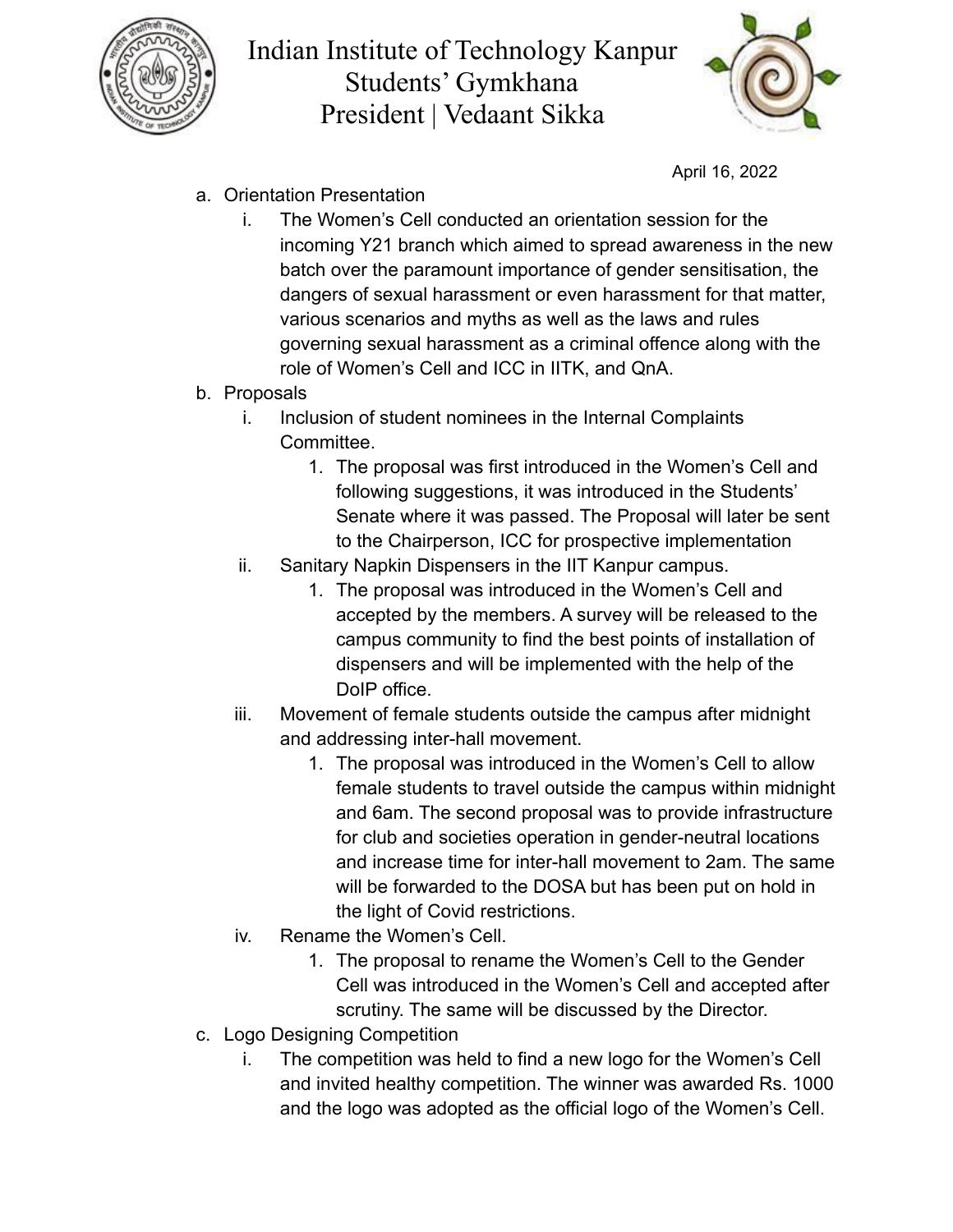April 16, 2022

a. Orientation Presentation
    i. The Women's Cell conducted an orientation session for the incoming Y21 branch which aimed to spread awareness in the new batch over the paramount importance of gender sensitisation, the dangers of sexual harassment or even harassment for that matter, various scenarios and myths as well as the laws and rules governing sexual harassment as a criminal offence along with the role of Women's Cell and ICC in IITK, and QnA.
b. Proposals
    i. Inclusion of student nominees in the Internal Complaints Committee.
        1. The proposal was first introduced in the Women's Cell and following suggestions, it was introduced in the Students' Senate where it was passed. The Proposal will later be sent to the Chairperson, ICC for prospective implementation
    ii. Sanitary Napkin Dispensers in the IIT Kanpur campus.
        1. The proposal was introduced in the Women's Cell and accepted by the members. A survey will be released to the campus community to find the best points of installation of dispensers and will be implemented with the help of the DoIP office.
    iii. Movement of female students outside the campus after midnight and addressing inter-hall movement.
        1. The proposal was introduced in the Women's Cell to allow female students to travel outside the campus within midnight and 6am. The second proposal was to provide infrastructure for club and societies operation in gender-neutral locations and increase time for inter-hall movement to 2am. The same will be forwarded to the DOSA but has been put on hold in the light of Covid restrictions.
    iv. Rename the Women's Cell.
        1. The proposal to rename the Women's Cell to the Gender Cell was introduced in the Women's Cell and accepted after scrutiny. The same will be discussed by the Director.
c. Logo Designing Competition
    i. The competition was held to find a new logo for the Women's Cell and invited healthy competition. The winner was awarded Rs. 1000 and the logo was adopted as the official logo of the Women's Cell.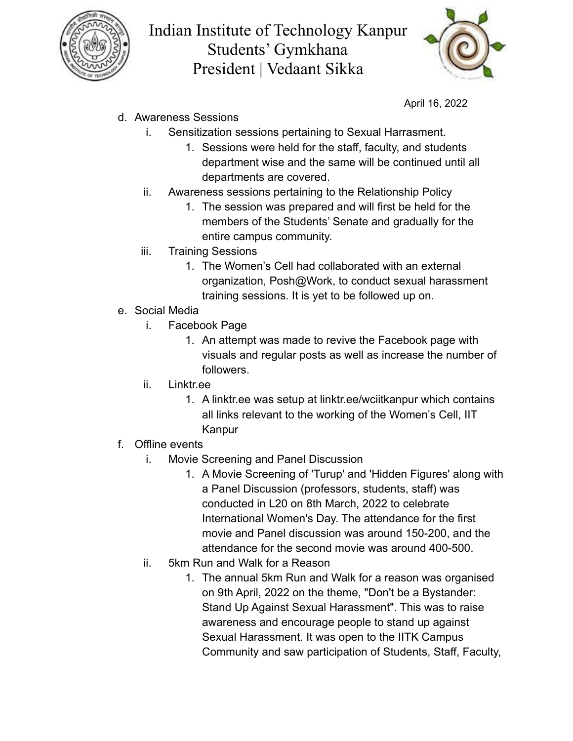April 16, 2022

d. Awareness Sessions
    i. Sensitization sessions pertaining to Sexual Harrasment.
        1. Sessions were held for the staff, faculty, and students department wise and the same will be continued until all departments are covered.
    ii. Awareness sessions pertaining to the Relationship Policy
        1. The session was prepared and will first be held for the members of the Students' Senate and gradually for the entire campus community.
    iii. Training Sessions
        1. The Women's Cell had collaborated with an external organization, Posh@Work, to conduct sexual harassment training sessions. It is yet to be followed up on.

e. Social Media
    i. Facebook Page
        1. An attempt was made to revive the Facebook page with visuals and regular posts as well as increase the number of followers.
    ii. Linktr.ee
        1. A linktr.ee was setup at linktr.ee/wciitkanpur which contains all links relevant to the working of the Women's Cell, IIT Kanpur

f. Offline events
    i. Movie Screening and Panel Discussion
        1. A Movie Screening of 'Turup' and 'Hidden Figures' along with a Panel Discussion (professors, students, staff) was conducted in L20 on 8th March, 2022 to celebrate International Women's Day. The attendance for the first movie and Panel discussion was around 150-200, and the attendance for the second movie was around 400-500.
    ii. 5km Run and Walk for a Reason
        1. The annual 5km Run and Walk for a reason was organised on 9th April, 2022 on the theme, "Don't be a Bystander: Stand Up Against Sexual Harassment". This was to raise awareness and encourage people to stand up against Sexual Harassment. It was open to the IITK Campus Community and saw participation of Students, Staff, Faculty,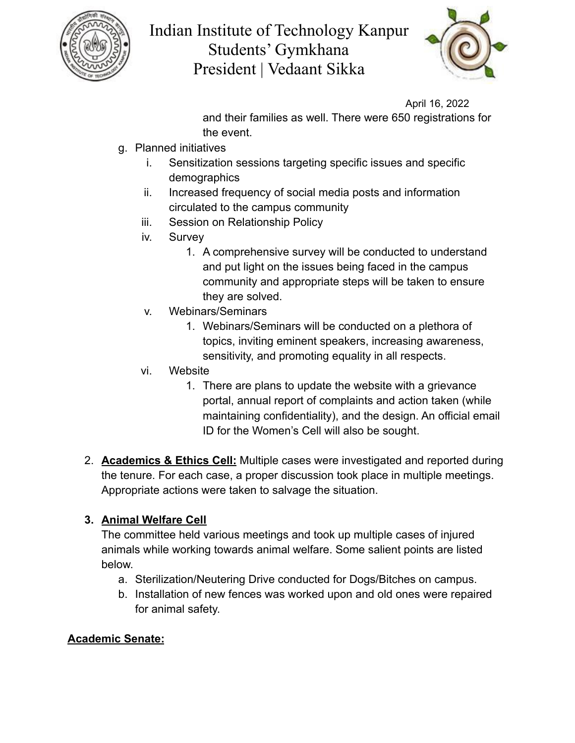and their families as well. There were 650 registrations for the event.

g. Planned initiatives
   i. Sensitization sessions targeting specific issues and specific demographics
   ii. Increased frequency of social media posts and information circulated to the campus community
   iii. Session on Relationship Policy
   iv. Survey
      1. A comprehensive survey will be conducted to understand and put light on the issues being faced in the campus community and appropriate steps will be taken to ensure they are solved.
   v. Webinars/Seminars
      1. Webinars/Seminars will be conducted on a plethora of topics, inviting eminent speakers, increasing awareness, sensitivity, and promoting equality in all respects.
   vi. Website
      1. There are plans to update the website with a grievance portal, annual report of complaints and action taken (while maintaining confidentiality), and the design. An official email ID for the Women's Cell will also be sought.

2. **<u>Academics & Ethics Cell:</u>** Multiple cases were investigated and reported during the tenure. For each case, a proper discussion took place in multiple meetings. Appropriate actions were taken to salvage the situation.

3. **<u>Animal Welfare Cell</u>**

   The committee held various meetings and took up multiple cases of injured animals while working towards animal welfare. Some salient points are listed below.

   a. Sterilization/Neutering Drive conducted for Dogs/Bitches on campus.
   b. Installation of new fences was worked upon and old ones were repaired for animal safety.

**<u>Academic Senate:</u>**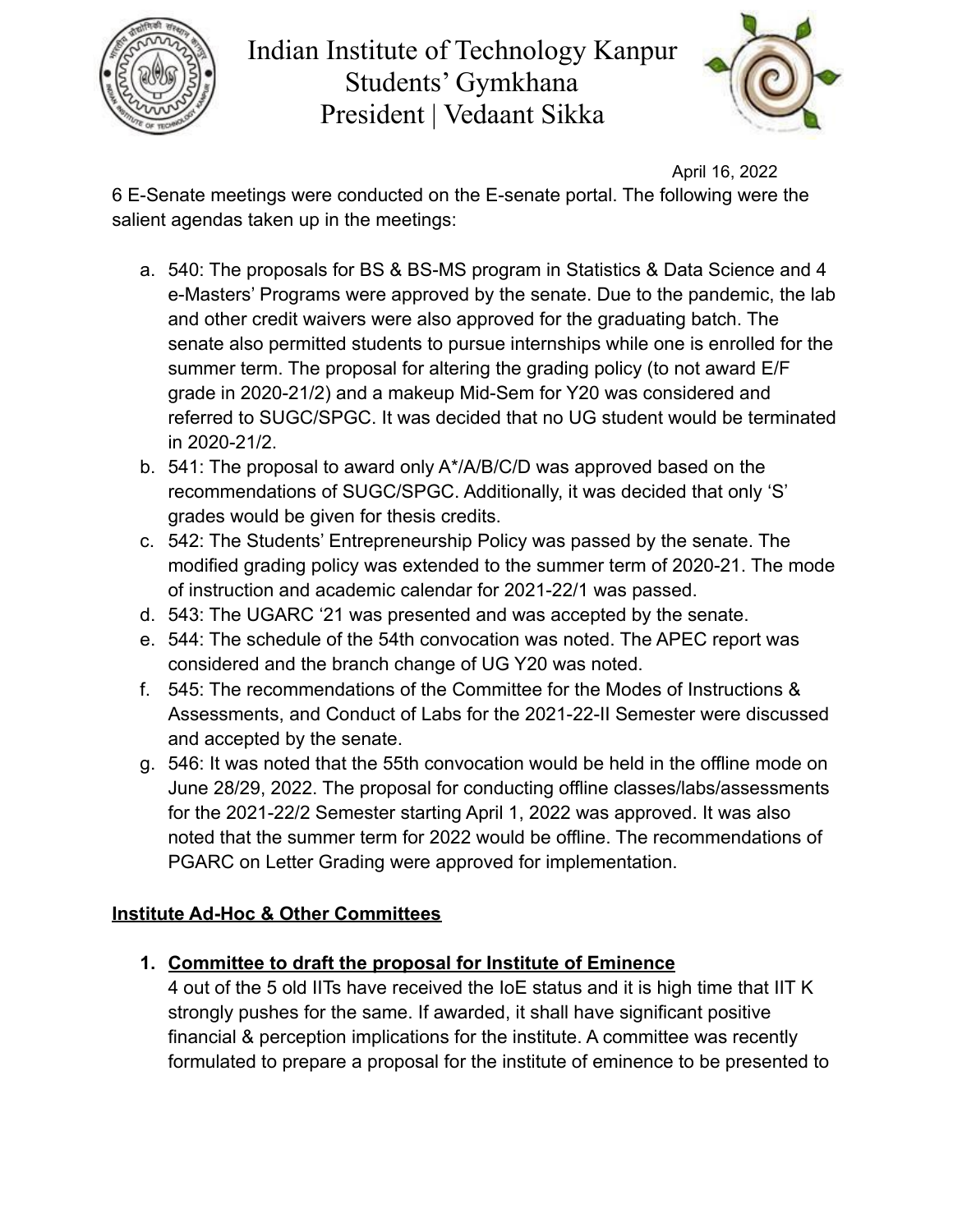April 16, 2022

6 E-Senate meetings were conducted on the E-senate portal. The following were the salient agendas taken up in the meetings:

a. 540: The proposals for BS & BS-MS program in Statistics & Data Science and 4 e-Masters' Programs were approved by the senate. Due to the pandemic, the lab and other credit waivers were also approved for the graduating batch. The senate also permitted students to pursue internships while one is enrolled for the summer term. The proposal for altering the grading policy (to not award E/F grade in 2020-21/2) and a makeup Mid-Sem for Y20 was considered and referred to SUGC/SPGC. It was decided that no UG student would be terminated in 2020-21/2.
b. 541: The proposal to award only A*/A/B/C/D was approved based on the recommendations of SUGC/SPGC. Additionally, it was decided that only 'S' grades would be given for thesis credits.
c. 542: The Students' Entrepreneurship Policy was passed by the senate. The modified grading policy was extended to the summer term of 2020-21. The mode of instruction and academic calendar for 2021-22/1 was passed.
d. 543: The UGARC '21 was presented and was accepted by the senate.
e. 544: The schedule of the 54th convocation was noted. The APEC report was considered and the branch change of UG Y20 was noted.
f. 545: The recommendations of the Committee for the Modes of Instructions & Assessments, and Conduct of Labs for the 2021-22-II Semester were discussed and accepted by the senate.
g. 546: It was noted that the 55th convocation would be held in the offline mode on June 28/29, 2022. The proposal for conducting offline classes/labs/assessments for the 2021-22/2 Semester starting April 1, 2022 was approved. It was also noted that the summer term for 2022 would be offline. The recommendations of PGARC on Letter Grading were approved for implementation.

## **Institute Ad-Hoc & Other Committees**

1. **Committee to draft the proposal for Institute of Eminence**
   4 out of the 5 old IITs have received the IoE status and it is high time that IIT K strongly pushes for the same. If awarded, it shall have significant positive financial & perception implications for the institute. A committee was recently formulated to prepare a proposal for the institute of eminence to be presented to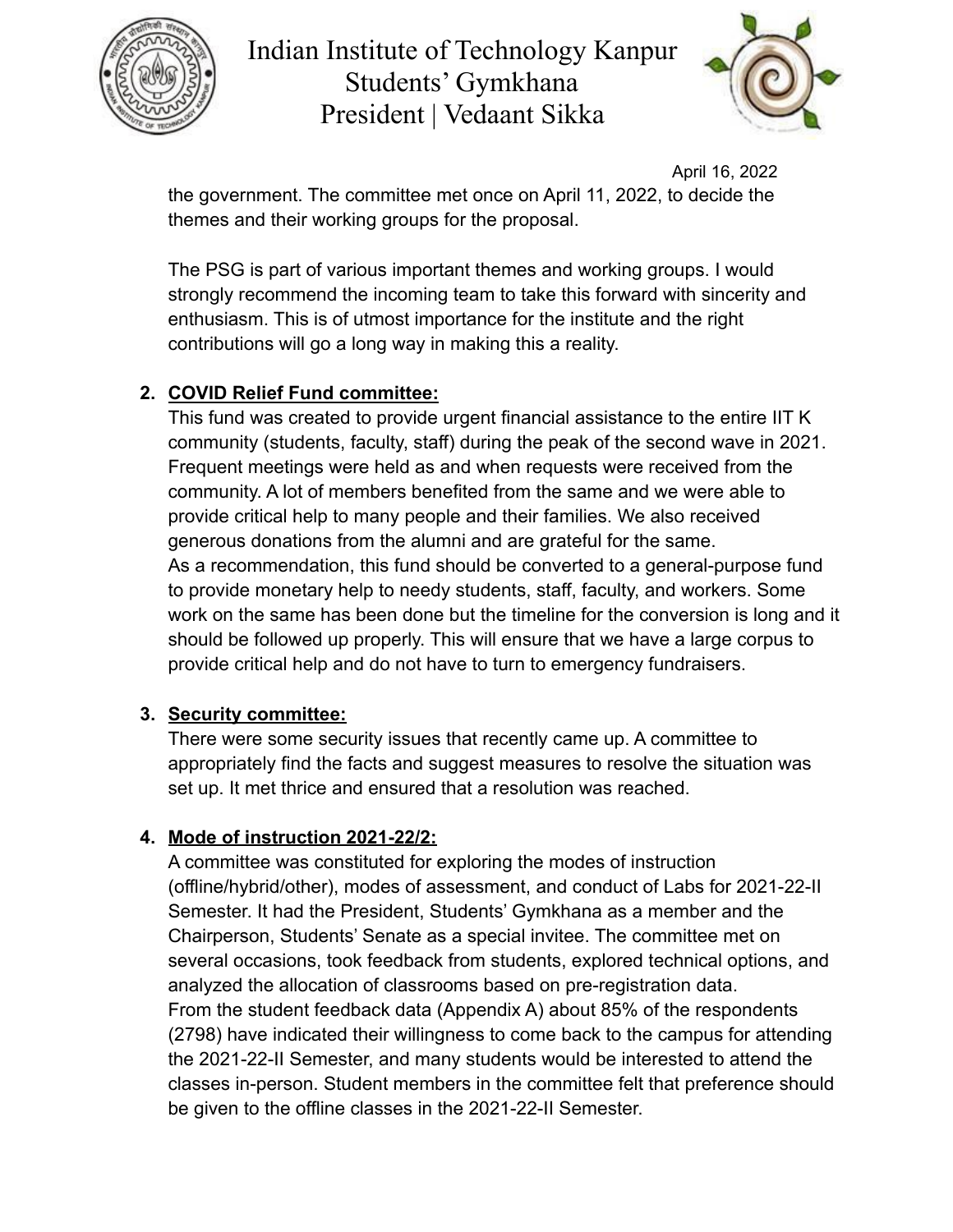the government. The committee met once on April 11, 2022, to decide the themes and their working groups for the proposal.

The PSG is part of various important themes and working groups. I would strongly recommend the incoming team to take this forward with sincerity and enthusiasm. This is of utmost importance for the institute and the right contributions will go a long way in making this a reality.

2. **COVID Relief Fund committee:**
   This fund was created to provide urgent financial assistance to the entire IIT K community (students, faculty, staff) during the peak of the second wave in 2021. Frequent meetings were held as and when requests were received from the community. A lot of members benefited from the same and we were able to provide critical help to many people and their families. We also received generous donations from the alumni and are grateful for the same.
   As a recommendation, this fund should be converted to a general-purpose fund to provide monetary help to needy students, staff, faculty, and workers. Some work on the same has been done but the timeline for the conversion is long and it should be followed up properly. This will ensure that we have a large corpus to provide critical help and do not have to turn to emergency fundraisers.

3. **Security committee:**
   There were some security issues that recently came up. A committee to appropriately find the facts and suggest measures to resolve the situation was set up. It met thrice and ensured that a resolution was reached.

4. **Mode of instruction 2021-22/2:**
   A committee was constituted for exploring the modes of instruction (offline/hybrid/other), modes of assessment, and conduct of Labs for 2021-22-II Semester. It had the President, Students' Gymkhana as a member and the Chairperson, Students' Senate as a special invitee. The committee met on several occasions, took feedback from students, explored technical options, and analyzed the allocation of classrooms based on pre-registration data.
   From the student feedback data (Appendix A) about 85% of the respondents (2798) have indicated their willingness to come back to the campus for attending the 2021-22-II Semester, and many students would be interested to attend the classes in-person. Student members in the committee felt that preference should be given to the offline classes in the 2021-22-II Semester.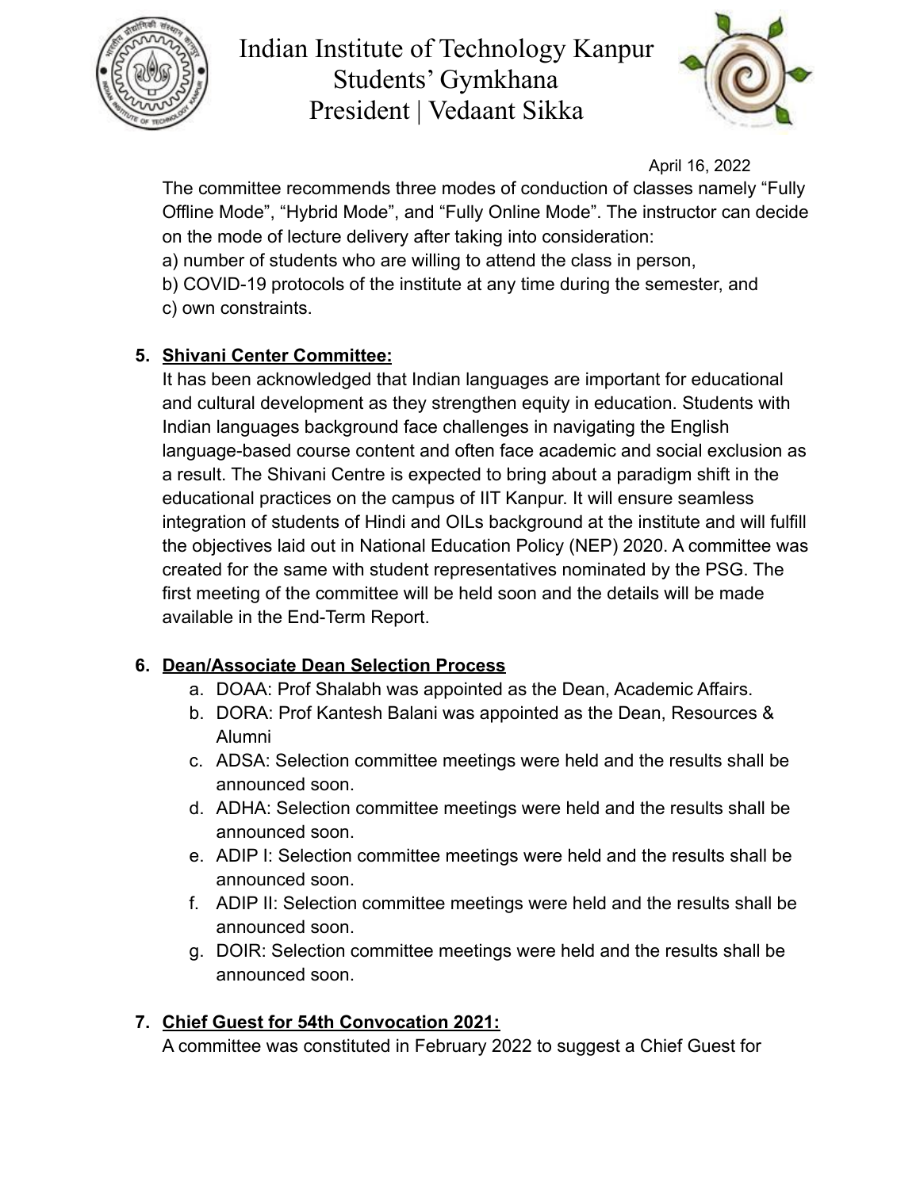The committee recommends three modes of conduction of classes namely “Fully Offline Mode”, “Hybrid Mode”, and “Fully Online Mode”. The instructor can decide on the mode of lecture delivery after taking into consideration:

a) number of students who are willing to attend the class in person,

b) COVID-19 protocols of the institute at any time during the semester, and

c) own constraints.

5. **Shivani Center Committee:**
   It has been acknowledged that Indian languages are important for educational and cultural development as they strengthen equity in education. Students with Indian languages background face challenges in navigating the English language-based course content and often face academic and social exclusion as a result. The Shivani Centre is expected to bring about a paradigm shift in the educational practices on the campus of IIT Kanpur. It will ensure seamless integration of students of Hindi and OILs background at the institute and will fulfill the objectives laid out in National Education Policy (NEP) 2020. A committee was created for the same with student representatives nominated by the PSG. The first meeting of the committee will be held soon and the details will be made available in the End-Term Report.

6. **Dean/Associate Dean Selection Process**
   a. DOAA: Prof Shalabh was appointed as the Dean, Academic Affairs.
   b. DORA: Prof Kantesh Balani was appointed as the Dean, Resources & Alumni
   c. ADSA: Selection committee meetings were held and the results shall be announced soon.
   d. ADHA: Selection committee meetings were held and the results shall be announced soon.
   e. ADIP I: Selection committee meetings were held and the results shall be announced soon.
   f. ADIP II: Selection committee meetings were held and the results shall be announced soon.
   g. DOIR: Selection committee meetings were held and the results shall be announced soon.

7. **Chief Guest for 54th Convocation 2021:**
   A committee was constituted in February 2022 to suggest a Chief Guest for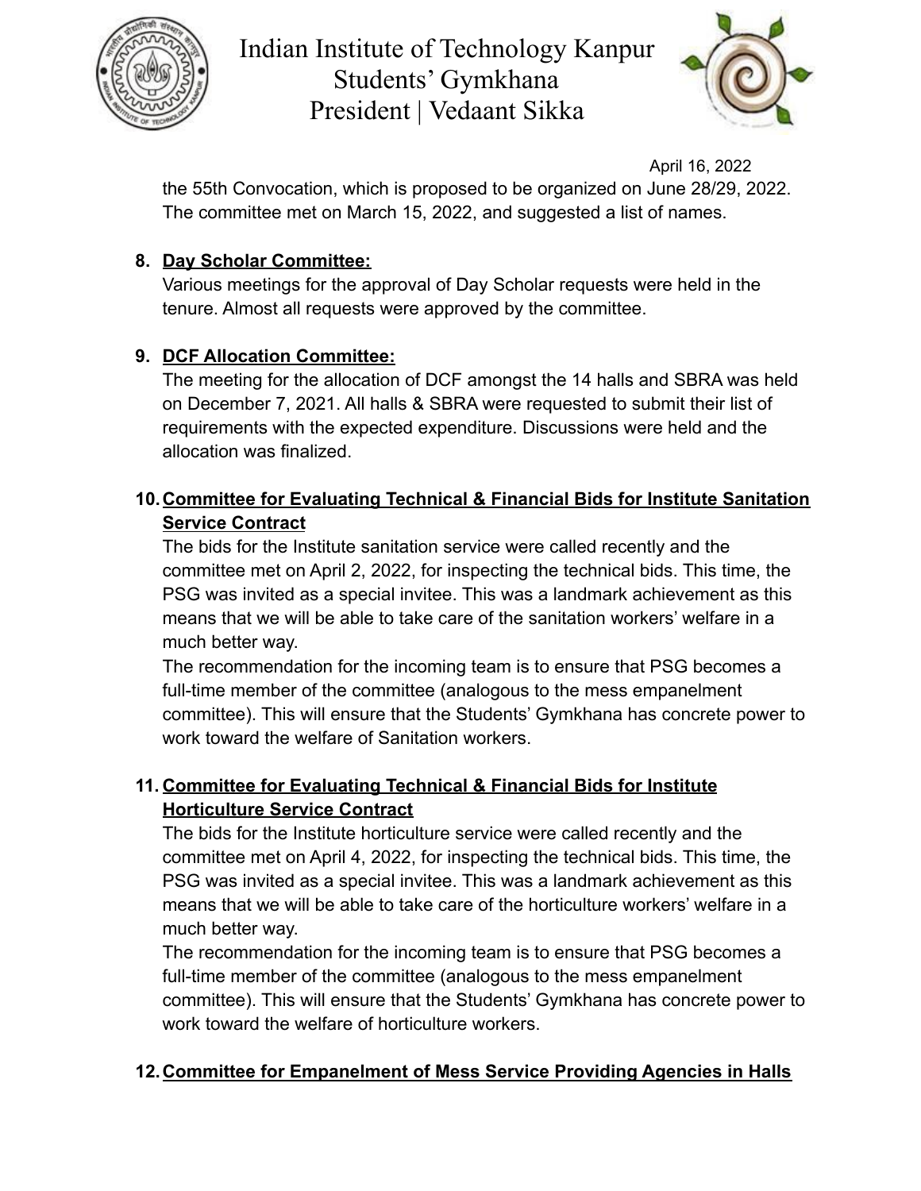the 55th Convocation, which is proposed to be organized on June 28/29, 2022. The committee met on March 15, 2022, and suggested a list of names.

8. **Day Scholar Committee:**
   Various meetings for the approval of Day Scholar requests were held in the tenure. Almost all requests were approved by the committee.

9. **DCF Allocation Committee:**
   The meeting for the allocation of DCF amongst the 14 halls and SBRA was held on December 7, 2021. All halls & SBRA were requested to submit their list of requirements with the expected expenditure. Discussions were held and the allocation was finalized.

10. **Committee for Evaluating Technical & Financial Bids for Institute Sanitation Service Contract**
    The bids for the Institute sanitation service were called recently and the committee met on April 2, 2022, for inspecting the technical bids. This time, the PSG was invited as a special invitee. This was a landmark achievement as this means that we will be able to take care of the sanitation workers' welfare in a much better way.
    The recommendation for the incoming team is to ensure that PSG becomes a full-time member of the committee (analogous to the mess empanelment committee). This will ensure that the Students' Gymkhana has concrete power to work toward the welfare of Sanitation workers.

11. **Committee for Evaluating Technical & Financial Bids for Institute Horticulture Service Contract**
    The bids for the Institute horticulture service were called recently and the committee met on April 4, 2022, for inspecting the technical bids. This time, the PSG was invited as a special invitee. This was a landmark achievement as this means that we will be able to take care of the horticulture workers' welfare in a much better way.
    The recommendation for the incoming team is to ensure that PSG becomes a full-time member of the committee (analogous to the mess empanelment committee). This will ensure that the Students' Gymkhana has concrete power to work toward the welfare of horticulture workers.

12. **Committee for Empanelment of Mess Service Providing Agencies in Halls**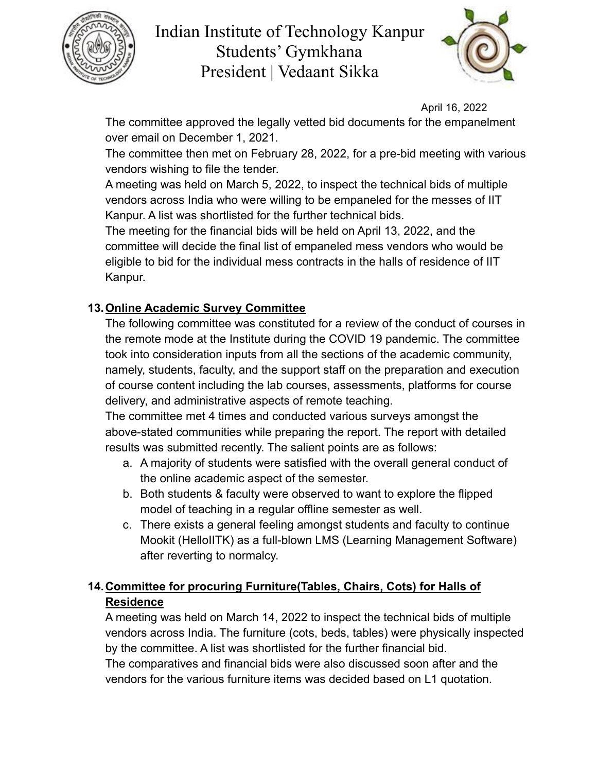April 16, 2022

The committee approved the legally vetted bid documents for the empanelment over email on December 1, 2021.
The committee then met on February 28, 2022, for a pre-bid meeting with various vendors wishing to file the tender.
A meeting was held on March 5, 2022, to inspect the technical bids of multiple vendors across India who were willing to be empaneled for the messes of IIT Kanpur. A list was shortlisted for the further technical bids.
The meeting for the financial bids will be held on April 13, 2022, and the committee will decide the final list of empaneled mess vendors who would be eligible to bid for the individual mess contracts in the halls of residence of IIT Kanpur.

**13. <u>Online Academic Survey Committee</u>**

The following committee was constituted for a review of the conduct of courses in the remote mode at the Institute during the COVID 19 pandemic. The committee took into consideration inputs from all the sections of the academic community, namely, students, faculty, and the support staff on the preparation and execution of course content including the lab courses, assessments, platforms for course delivery, and administrative aspects of remote teaching.
The committee met 4 times and conducted various surveys amongst the above-stated communities while preparing the report. The report with detailed results was submitted recently. The salient points are as follows:

a. A majority of students were satisfied with the overall general conduct of the online academic aspect of the semester.
b. Both students & faculty were observed to want to explore the flipped model of teaching in a regular offline semester as well.
c. There exists a general feeling amongst students and faculty to continue Mookit (HelloIITK) as a full-blown LMS (Learning Management Software) after reverting to normalcy.

**14. <u>Committee for procuring Furniture(Tables, Chairs, Cots) for Halls of Residence</u>**

A meeting was held on March 14, 2022 to inspect the technical bids of multiple vendors across India. The furniture (cots, beds, tables) were physically inspected by the committee. A list was shortlisted for the further financial bid.
The comparatives and financial bids were also discussed soon after and the vendors for the various furniture items was decided based on L1 quotation.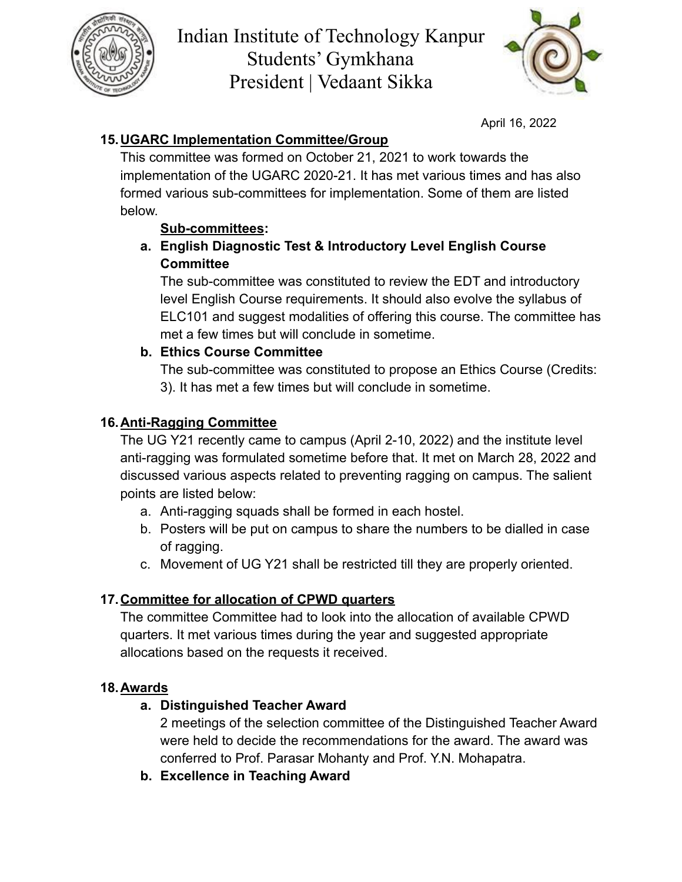April 16, 2022

**15. UGARC Implementation Committee/Group**

This committee was formed on October 21, 2021 to work towards the implementation of the UGARC 2020-21. It has met various times and has also formed various sub-committees for implementation. Some of them are listed below.

**Sub-committees:**

**a. English Diagnostic Test & Introductory Level English Course Committee**

The sub-committee was constituted to review the EDT and introductory level English Course requirements. It should also evolve the syllabus of ELC101 and suggest modalities of offering this course. The committee has met a few times but will conclude in sometime.

**b. Ethics Course Committee**

The sub-committee was constituted to propose an Ethics Course (Credits: 3). It has met a few times but will conclude in sometime.

**16. Anti-Ragging Committee**

The UG Y21 recently came to campus (April 2-10, 2022) and the institute level anti-ragging was formulated sometime before that. It met on March 28, 2022 and discussed various aspects related to preventing ragging on campus. The salient points are listed below:

a. Anti-ragging squads shall be formed in each hostel.
b. Posters will be put on campus to share the numbers to be dialled in case of ragging.
c. Movement of UG Y21 shall be restricted till they are properly oriented.

**17. Committee for allocation of CPWD quarters**

The committee Committee had to look into the allocation of available CPWD quarters. It met various times during the year and suggested appropriate allocations based on the requests it received.

**18. Awards**

**a. Distinguished Teacher Award**

2 meetings of the selection committee of the Distinguished Teacher Award were held to decide the recommendations for the award. The award was conferred to Prof. Parasar Mohanty and Prof. Y.N. Mohapatra.

**b. Excellence in Teaching Award**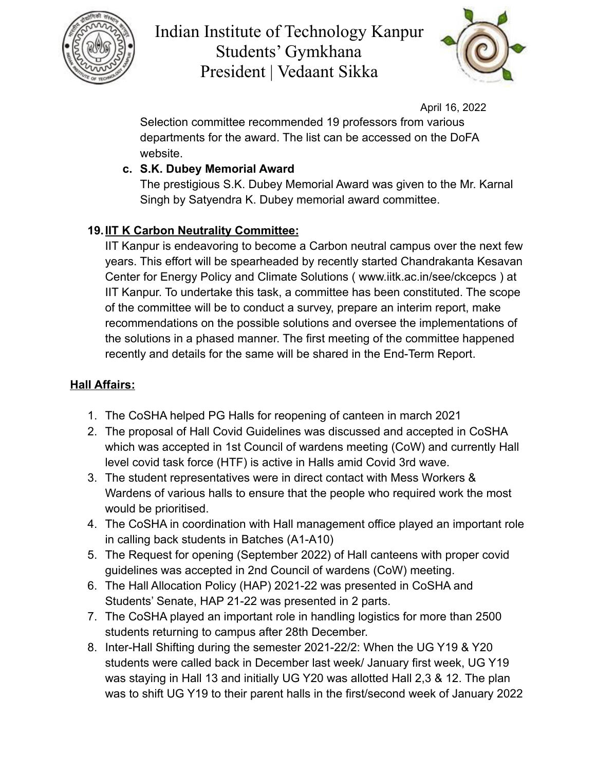Selection committee recommended 19 professors from various departments for the award. The list can be accessed on the DoFA website.

c. **S.K. Dubey Memorial Award**

   The prestigious S.K. Dubey Memorial Award was given to the Mr. Karnal Singh by Satyendra K. Dubey memorial award committee.

19. **<u>IIT K Carbon Neutrality Committee:</u>**

    IIT Kanpur is endeavoring to become a Carbon neutral campus over the next few years. This effort will be spearheaded by recently started Chandrakanta Kesavan Center for Energy Policy and Climate Solutions ( www.iitk.ac.in/see/ckcepcs ) at IIT Kanpur. To undertake this task, a committee has been constituted. The scope of the committee will be to conduct a survey, prepare an interim report, make recommendations on the possible solutions and oversee the implementations of the solutions in a phased manner. The first meeting of the committee happened recently and details for the same will be shared in the End-Term Report.

**<u>Hall Affairs:</u>**

1. The CoSHA helped PG Halls for reopening of canteen in march 2021
2. The proposal of Hall Covid Guidelines was discussed and accepted in CoSHA which was accepted in 1st Council of wardens meeting (CoW) and currently Hall level covid task force (HTF) is active in Halls amid Covid 3rd wave.
3. The student representatives were in direct contact with Mess Workers & Wardens of various halls to ensure that the people who required work the most would be prioritised.
4. The CoSHA in coordination with Hall management office played an important role in calling back students in Batches (A1-A10)
5. The Request for opening (September 2022) of Hall canteens with proper covid guidelines was accepted in 2nd Council of wardens (CoW) meeting.
6. The Hall Allocation Policy (HAP) 2021-22 was presented in CoSHA and Students' Senate, HAP 21-22 was presented in 2 parts.
7. The CoSHA played an important role in handling logistics for more than 2500 students returning to campus after 28th December.
8. Inter-Hall Shifting during the semester 2021-22/2: When the UG Y19 & Y20 students were called back in December last week/ January first week, UG Y19 was staying in Hall 13 and initially UG Y20 was allotted Hall 2,3 & 12. The plan was to shift UG Y19 to their parent halls in the first/second week of January 2022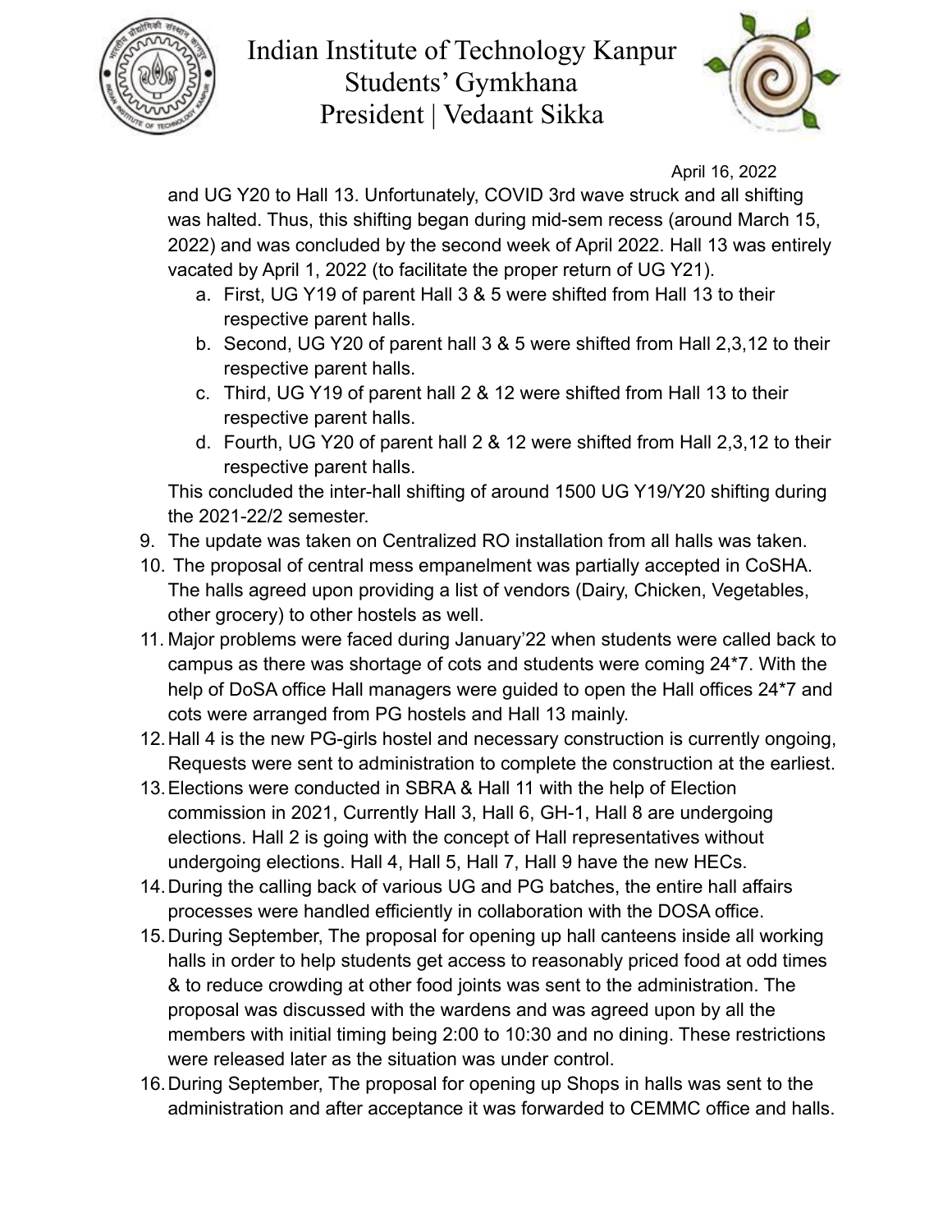and UG Y20 to Hall 13. Unfortunately, COVID 3rd wave struck and all shifting was halted. Thus, this shifting began during mid-sem recess (around March 15, 2022) and was concluded by the second week of April 2022. Hall 13 was entirely vacated by April 1, 2022 (to facilitate the proper return of UG Y21).

   a. First, UG Y19 of parent Hall 3 & 5 were shifted from Hall 13 to their respective parent halls.
   b. Second, UG Y20 of parent hall 3 & 5 were shifted from Hall 2,3,12 to their respective parent halls.
   c. Third, UG Y19 of parent hall 2 & 12 were shifted from Hall 13 to their respective parent halls.
   d. Fourth, UG Y20 of parent hall 2 & 12 were shifted from Hall 2,3,12 to their respective parent halls.

   This concluded the inter-hall shifting of around 1500 UG Y19/Y20 shifting during the 2021-22/2 semester.

9. The update was taken on Centralized RO installation from all halls was taken.
10. The proposal of central mess empanelment was partially accepted in CoSHA. The halls agreed upon providing a list of vendors (Dairy, Chicken, Vegetables, other grocery) to other hostels as well.
11. Major problems were faced during January'22 when students were called back to campus as there was shortage of cots and students were coming 24*7. With the help of DoSA office Hall managers were guided to open the Hall offices 24*7 and cots were arranged from PG hostels and Hall 13 mainly.
12. Hall 4 is the new PG-girls hostel and necessary construction is currently ongoing, Requests were sent to administration to complete the construction at the earliest.
13. Elections were conducted in SBRA & Hall 11 with the help of Election commission in 2021, Currently Hall 3, Hall 6, GH-1, Hall 8 are undergoing elections. Hall 2 is going with the concept of Hall representatives without undergoing elections. Hall 4, Hall 5, Hall 7, Hall 9 have the new HECs.
14. During the calling back of various UG and PG batches, the entire hall affairs processes were handled efficiently in collaboration with the DOSA office.
15. During September, The proposal for opening up hall canteens inside all working halls in order to help students get access to reasonably priced food at odd times & to reduce crowding at other food joints was sent to the administration. The proposal was discussed with the wardens and was agreed upon by all the members with initial timing being 2:00 to 10:30 and no dining. These restrictions were released later as the situation was under control.
16. During September, The proposal for opening up Shops in halls was sent to the administration and after acceptance it was forwarded to CEMMC office and halls.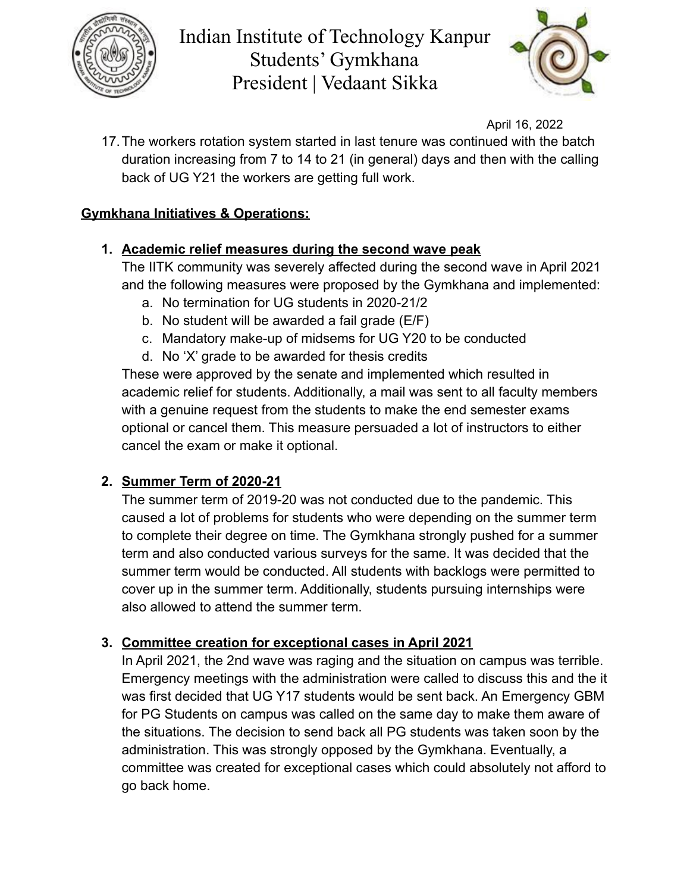17. The workers rotation system started in last tenure was continued with the batch duration increasing from 7 to 14 to 21 (in general) days and then with the calling back of UG Y21 the workers are getting full work.

**Gymkhana Initiatives & Operations:**

1. **Academic relief measures during the second wave peak**
   The IITK community was severely affected during the second wave in April 2021 and the following measures were proposed by the Gymkhana and implemented:
   a. No termination for UG students in 2020-21/2
   b. No student will be awarded a fail grade (E/F)
   c. Mandatory make-up of midsems for UG Y20 to be conducted
   d. No 'X' grade to be awarded for thesis credits
   These were approved by the senate and implemented which resulted in academic relief for students. Additionally, a mail was sent to all faculty members with a genuine request from the students to make the end semester exams optional or cancel them. This measure persuaded a lot of instructors to either cancel the exam or make it optional.

2. **Summer Term of 2020-21**
   The summer term of 2019-20 was not conducted due to the pandemic. This caused a lot of problems for students who were depending on the summer term to complete their degree on time. The Gymkhana strongly pushed for a summer term and also conducted various surveys for the same. It was decided that the summer term would be conducted. All students with backlogs were permitted to cover up in the summer term. Additionally, students pursuing internships were also allowed to attend the summer term.

3. **Committee creation for exceptional cases in April 2021**
   In April 2021, the 2nd wave was raging and the situation on campus was terrible. Emergency meetings with the administration were called to discuss this and the it was first decided that UG Y17 students would be sent back. An Emergency GBM for PG Students on campus was called on the same day to make them aware of the situations. The decision to send back all PG students was taken soon by the administration. This was strongly opposed by the Gymkhana. Eventually, a committee was created for exceptional cases which could absolutely not afford to go back home.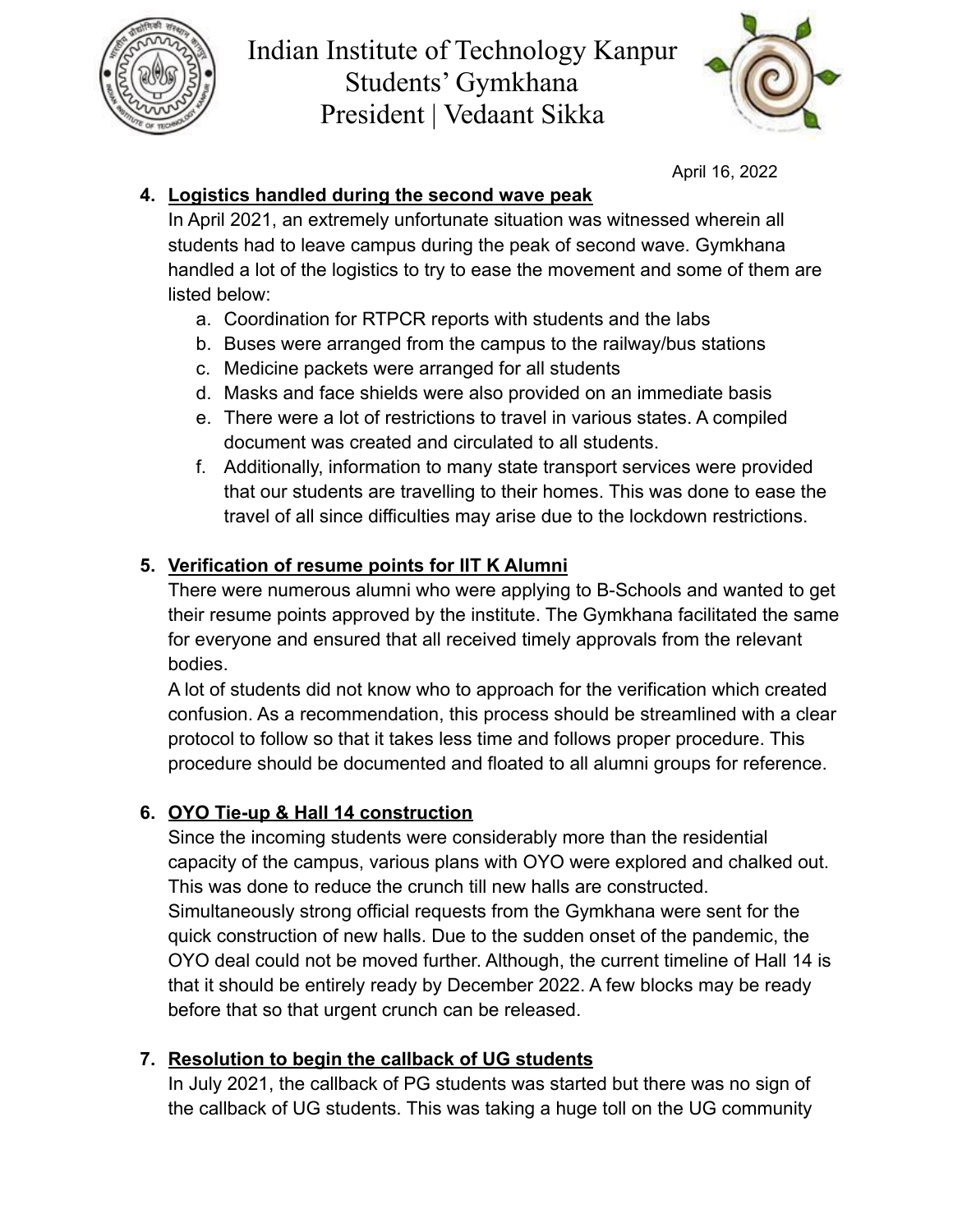April 16, 2022

4. **<u>Logistics handled during the second wave peak</u>**

   In April 2021, an extremely unfortunate situation was witnessed wherein all students had to leave campus during the peak of second wave. Gymkhana handled a lot of the logistics to try to ease the movement and some of them are listed below:

   a. Coordination for RTPCR reports with students and the labs
   b. Buses were arranged from the campus to the railway/bus stations
   c. Medicine packets were arranged for all students
   d. Masks and face shields were also provided on an immediate basis
   e. There were a lot of restrictions to travel in various states. A compiled document was created and circulated to all students.
   f. Additionally, information to many state transport services were provided that our students are travelling to their homes. This was done to ease the travel of all since difficulties may arise due to the lockdown restrictions.

5. **<u>Verification of resume points for IIT K Alumni</u>**

   There were numerous alumni who were applying to B-Schools and wanted to get their resume points approved by the institute. The Gymkhana facilitated the same for everyone and ensured that all received timely approvals from the relevant bodies.

   A lot of students did not know who to approach for the verification which created confusion. As a recommendation, this process should be streamlined with a clear protocol to follow so that it takes less time and follows proper procedure. This procedure should be documented and floated to all alumni groups for reference.

6. **<u>OYO Tie-up & Hall 14 construction</u>**

   Since the incoming students were considerably more than the residential capacity of the campus, various plans with OYO were explored and chalked out. This was done to reduce the crunch till new halls are constructed. Simultaneously strong official requests from the Gymkhana were sent for the quick construction of new halls. Due to the sudden onset of the pandemic, the OYO deal could not be moved further. Although, the current timeline of Hall 14 is that it should be entirely ready by December 2022. A few blocks may be ready before that so that urgent crunch can be released.

7. **<u>Resolution to begin the callback of UG students</u>**

   In July 2021, the callback of PG students was started but there was no sign of the callback of UG students. This was taking a huge toll on the UG community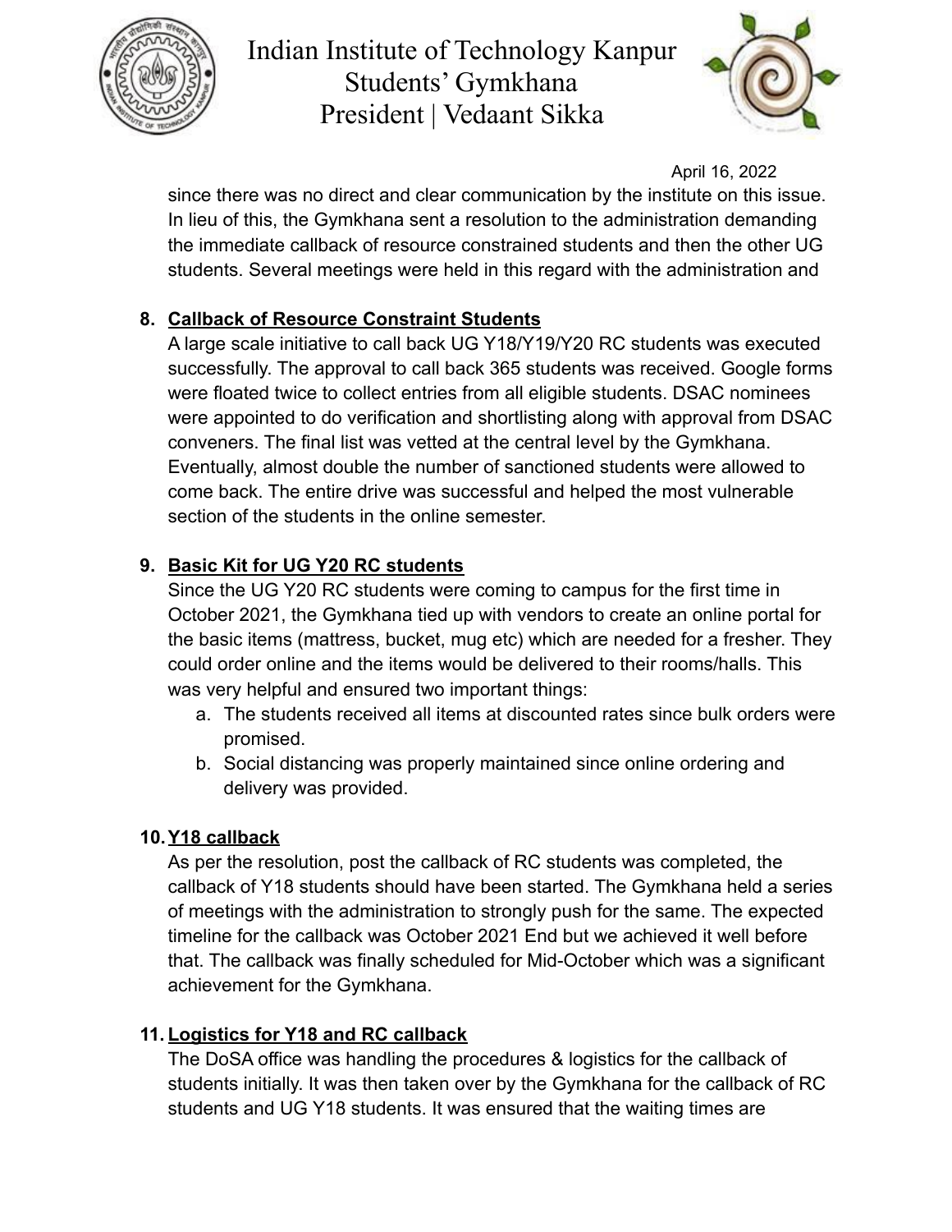since there was no direct and clear communication by the institute on this issue. In lieu of this, the Gymkhana sent a resolution to the administration demanding the immediate callback of resource constrained students and then the other UG students. Several meetings were held in this regard with the administration and

8. **Callback of Resource Constraint Students**
   A large scale initiative to call back UG Y18/Y19/Y20 RC students was executed successfully. The approval to call back 365 students was received. Google forms were floated twice to collect entries from all eligible students. DSAC nominees were appointed to do verification and shortlisting along with approval from DSAC conveners. The final list was vetted at the central level by the Gymkhana. Eventually, almost double the number of sanctioned students were allowed to come back. The entire drive was successful and helped the most vulnerable section of the students in the online semester.

9. **Basic Kit for UG Y20 RC students**
   Since the UG Y20 RC students were coming to campus for the first time in October 2021, the Gymkhana tied up with vendors to create an online portal for the basic items (mattress, bucket, mug etc) which are needed for a fresher. They could order online and the items would be delivered to their rooms/halls. This was very helpful and ensured two important things:
   a. The students received all items at discounted rates since bulk orders were promised.
   b. Social distancing was properly maintained since online ordering and delivery was provided.

10. **Y18 callback**
    As per the resolution, post the callback of RC students was completed, the callback of Y18 students should have been started. The Gymkhana held a series of meetings with the administration to strongly push for the same. The expected timeline for the callback was October 2021 End but we achieved it well before that. The callback was finally scheduled for Mid-October which was a significant achievement for the Gymkhana.

11. **Logistics for Y18 and RC callback**
    The DoSA office was handling the procedures & logistics for the callback of students initially. It was then taken over by the Gymkhana for the callback of RC students and UG Y18 students. It was ensured that the waiting times are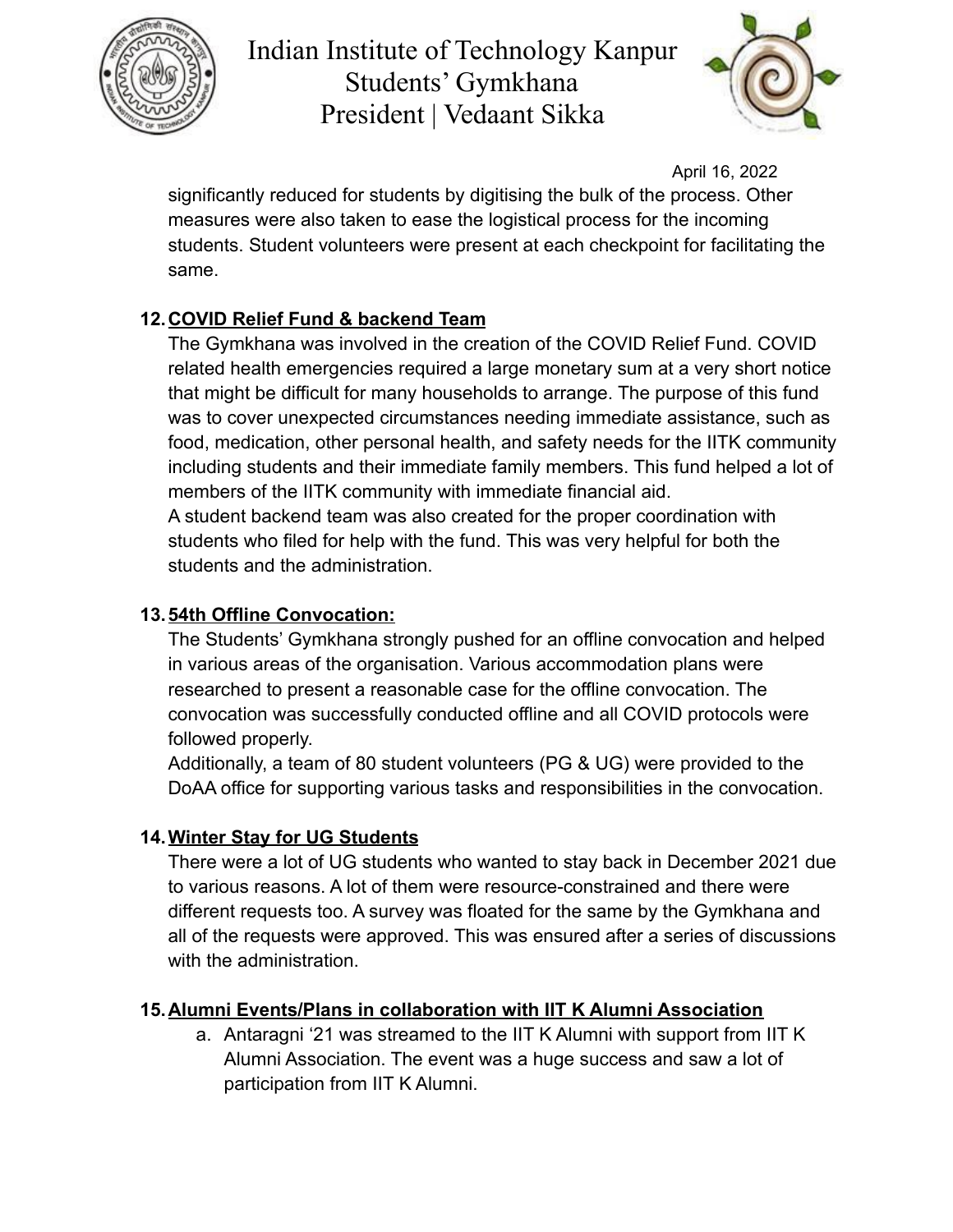significantly reduced for students by digitising the bulk of the process. Other measures were also taken to ease the logistical process for the incoming students. Student volunteers were present at each checkpoint for facilitating the same.

12. **COVID Relief Fund & backend Team**

The Gymkhana was involved in the creation of the COVID Relief Fund. COVID related health emergencies required a large monetary sum at a very short notice that might be difficult for many households to arrange. The purpose of this fund was to cover unexpected circumstances needing immediate assistance, such as food, medication, other personal health, and safety needs for the IITK community including students and their immediate family members. This fund helped a lot of members of the IITK community with immediate financial aid.

A student backend team was also created for the proper coordination with students who filed for help with the fund. This was very helpful for both the students and the administration.

13. **54th Offline Convocation:**

The Students' Gymkhana strongly pushed for an offline convocation and helped in various areas of the organisation. Various accommodation plans were researched to present a reasonable case for the offline convocation. The convocation was successfully conducted offline and all COVID protocols were followed properly.

Additionally, a team of 80 student volunteers (PG & UG) were provided to the DoAA office for supporting various tasks and responsibilities in the convocation.

14. **Winter Stay for UG Students**

There were a lot of UG students who wanted to stay back in December 2021 due to various reasons. A lot of them were resource-constrained and there were different requests too. A survey was floated for the same by the Gymkhana and all of the requests were approved. This was ensured after a series of discussions with the administration.

15. **Alumni Events/Plans in collaboration with IIT K Alumni Association**

    a. Antaragni '21 was streamed to the IIT K Alumni with support from IIT K Alumni Association. The event was a huge success and saw a lot of participation from IIT K Alumni.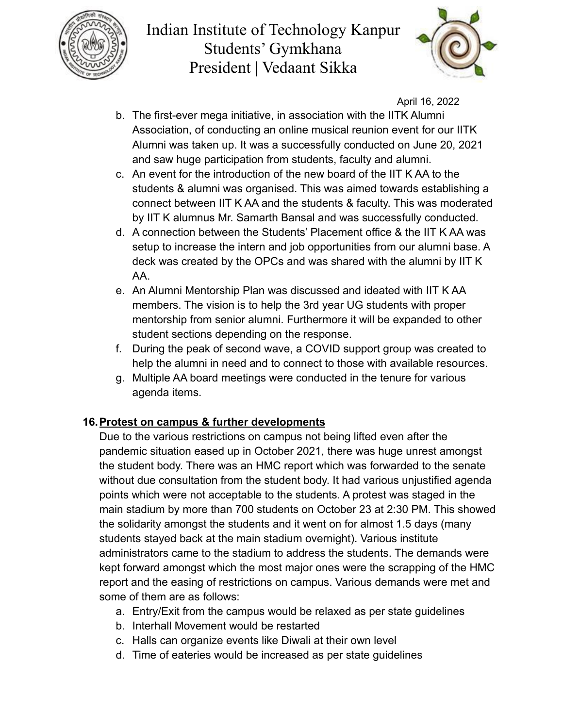April 16, 2022

b. The first-ever mega initiative, in association with the IITK Alumni Association, of conducting an online musical reunion event for our IITK Alumni was taken up. It was a successfully conducted on June 20, 2021 and saw huge participation from students, faculty and alumni.
c. An event for the introduction of the new board of the IIT K AA to the students & alumni was organised. This was aimed towards establishing a connect between IIT K AA and the students & faculty. This was moderated by IIT K alumnus Mr. Samarth Bansal and was successfully conducted.
d. A connection between the Students' Placement office & the IIT K AA was setup to increase the intern and job opportunities from our alumni base. A deck was created by the OPCs and was shared with the alumni by IIT K AA.
e. An Alumni Mentorship Plan was discussed and ideated with IIT K AA members. The vision is to help the 3rd year UG students with proper mentorship from senior alumni. Furthermore it will be expanded to other student sections depending on the response.
f. During the peak of second wave, a COVID support group was created to help the alumni in need and to connect to those with available resources.
g. Multiple AA board meetings were conducted in the tenure for various agenda items.

## 16. Protest on campus & further developments

Due to the various restrictions on campus not being lifted even after the pandemic situation eased up in October 2021, there was huge unrest amongst the student body. There was an HMC report which was forwarded to the senate without due consultation from the student body. It had various unjustified agenda points which were not acceptable to the students. A protest was staged in the main stadium by more than 700 students on October 23 at 2:30 PM. This showed the solidarity amongst the students and it went on for almost 1.5 days (many students stayed back at the main stadium overnight). Various institute administrators came to the stadium to address the students. The demands were kept forward amongst which the most major ones were the scrapping of the HMC report and the easing of restrictions on campus. Various demands were met and some of them are as follows:

a. Entry/Exit from the campus would be relaxed as per state guidelines
b. Interhall Movement would be restarted
c. Halls can organize events like Diwali at their own level
d. Time of eateries would be increased as per state guidelines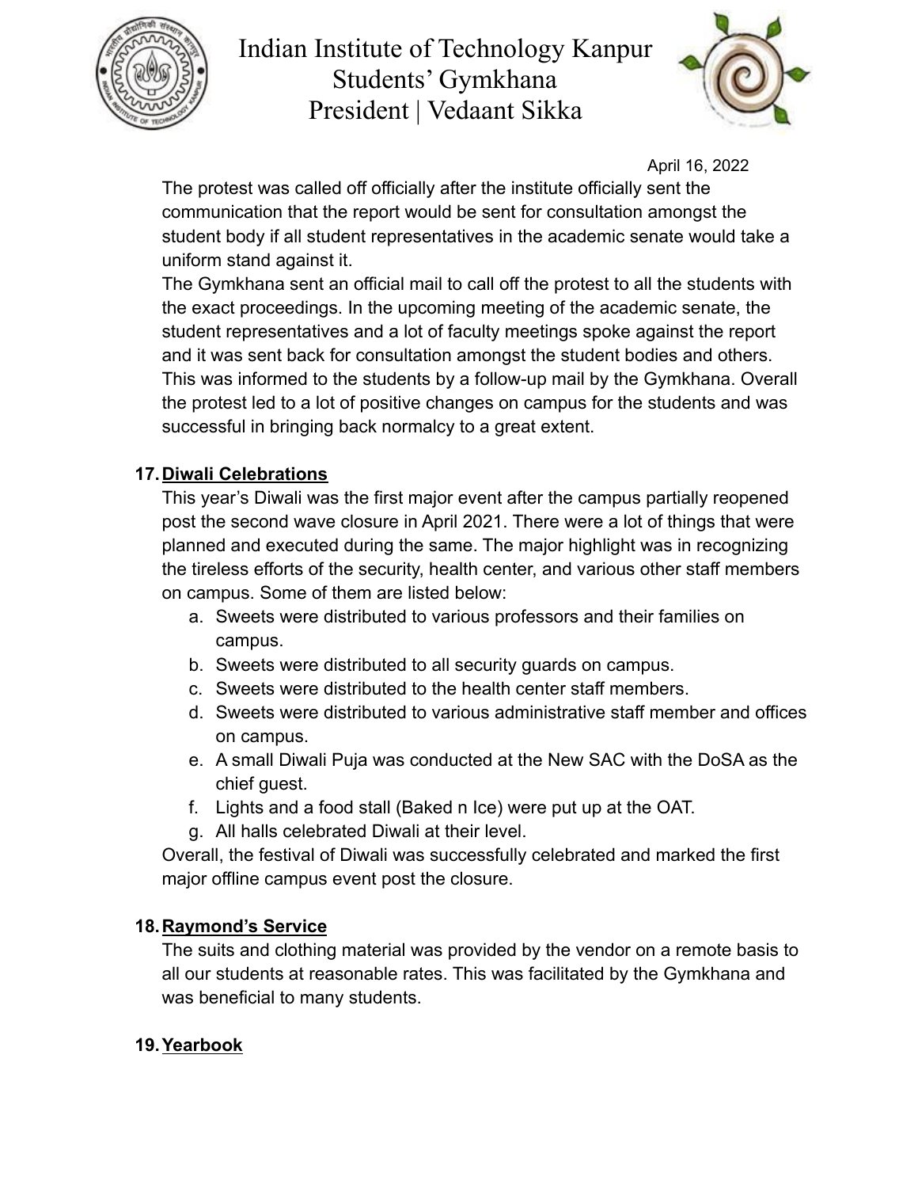April 16, 2022

The protest was called off officially after the institute officially sent the communication that the report would be sent for consultation amongst the student body if all student representatives in the academic senate would take a uniform stand against it.

The Gymkhana sent an official mail to call off the protest to all the students with the exact proceedings. In the upcoming meeting of the academic senate, the student representatives and a lot of faculty meetings spoke against the report and it was sent back for consultation amongst the student bodies and others. This was informed to the students by a follow-up mail by the Gymkhana. Overall the protest led to a lot of positive changes on campus for the students and was successful in bringing back normalcy to a great extent.

## 17. Diwali Celebrations

This year's Diwali was the first major event after the campus partially reopened post the second wave closure in April 2021. There were a lot of things that were planned and executed during the same. The major highlight was in recognizing the tireless efforts of the security, health center, and various other staff members on campus. Some of them are listed below:

a. Sweets were distributed to various professors and their families on campus.
b. Sweets were distributed to all security guards on campus.
c. Sweets were distributed to the health center staff members.
d. Sweets were distributed to various administrative staff member and offices on campus.
e. A small Diwali Puja was conducted at the New SAC with the DoSA as the chief guest.
f. Lights and a food stall (Baked n Ice) were put up at the OAT.
g. All halls celebrated Diwali at their level.

Overall, the festival of Diwali was successfully celebrated and marked the first major offline campus event post the closure.

## 18. Raymond's Service

The suits and clothing material was provided by the vendor on a remote basis to all our students at reasonable rates. This was facilitated by the Gymkhana and was beneficial to many students.

## 19. Yearbook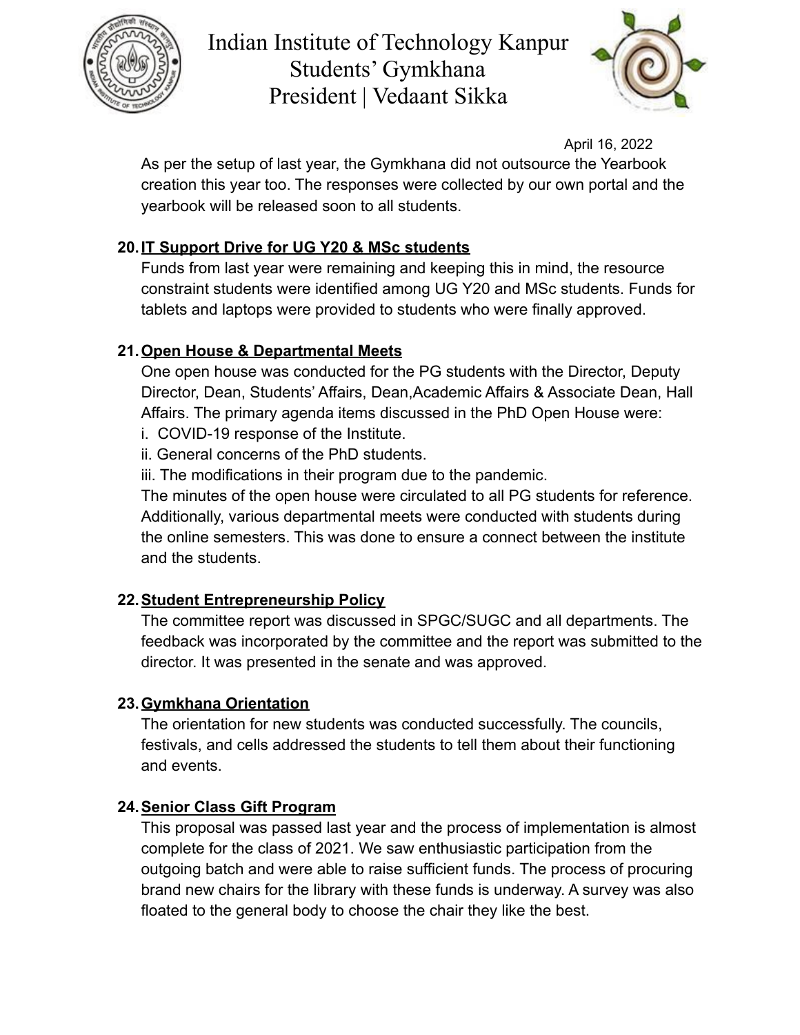April 16, 2022

As per the setup of last year, the Gymkhana did not outsource the Yearbook creation this year too. The responses were collected by our own portal and the yearbook will be released soon to all students.

20. **IT Support Drive for UG Y20 & MSc students**

Funds from last year were remaining and keeping this in mind, the resource constraint students were identified among UG Y20 and MSc students. Funds for tablets and laptops were provided to students who were finally approved.

21. **Open House & Departmental Meets**

One open house was conducted for the PG students with the Director, Deputy Director, Dean, Students' Affairs, Dean,Academic Affairs & Associate Dean, Hall Affairs. The primary agenda items discussed in the PhD Open House were:

i. COVID-19 response of the Institute.
ii. General concerns of the PhD students.
iii. The modifications in their program due to the pandemic.

The minutes of the open house were circulated to all PG students for reference. Additionally, various departmental meets were conducted with students during the online semesters. This was done to ensure a connect between the institute and the students.

22. **Student Entrepreneurship Policy**

The committee report was discussed in SPGC/SUGC and all departments. The feedback was incorporated by the committee and the report was submitted to the director. It was presented in the senate and was approved.

23. **Gymkhana Orientation**

The orientation for new students was conducted successfully. The councils, festivals, and cells addressed the students to tell them about their functioning and events.

24. **Senior Class Gift Program**

This proposal was passed last year and the process of implementation is almost complete for the class of 2021. We saw enthusiastic participation from the outgoing batch and were able to raise sufficient funds. The process of procuring brand new chairs for the library with these funds is underway. A survey was also floated to the general body to choose the chair they like the best.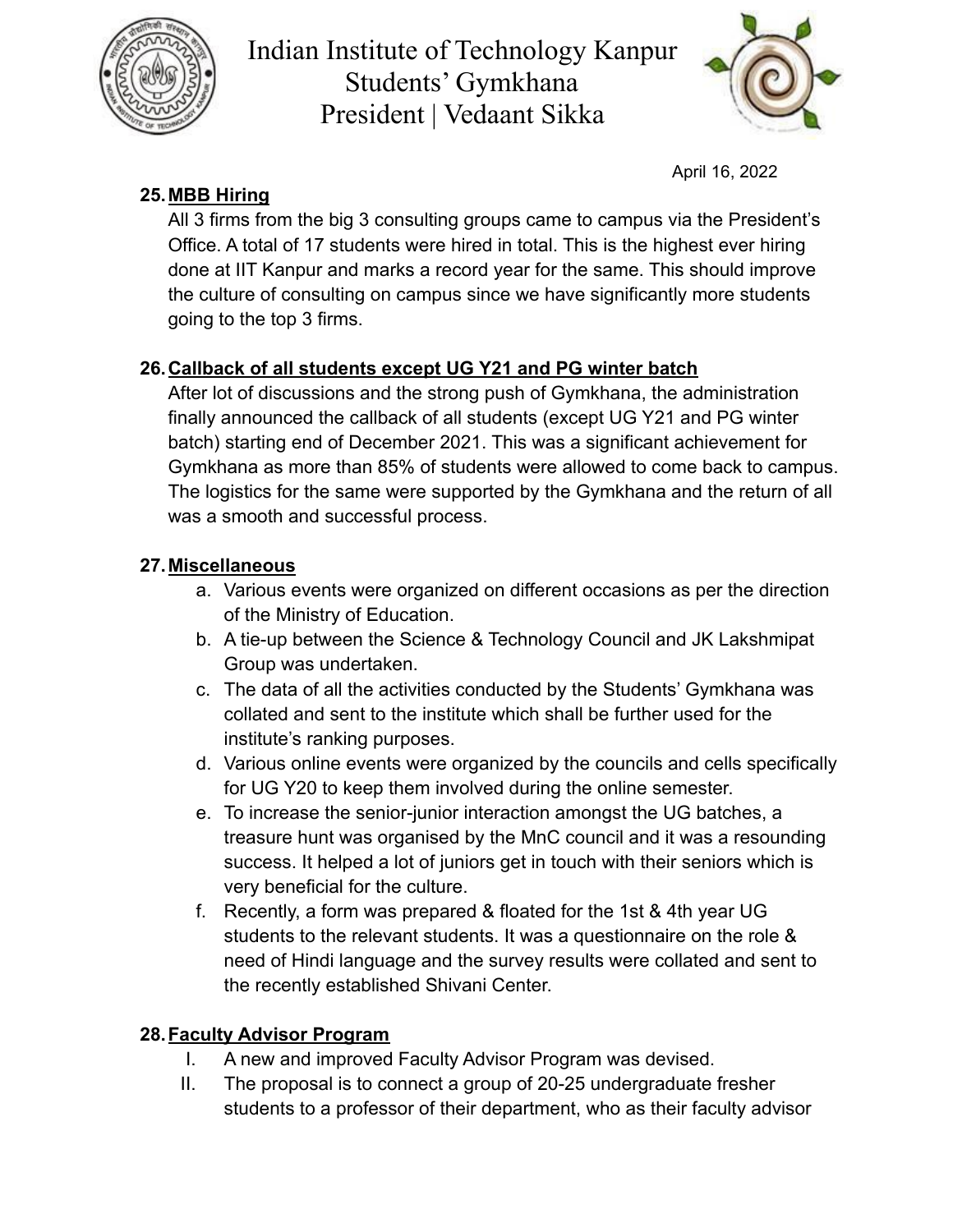April 16, 2022

**25. <u>MBB Hiring</u>**

All 3 firms from the big 3 consulting groups came to campus via the President's Office. A total of 17 students were hired in total. This is the highest ever hiring done at IIT Kanpur and marks a record year for the same. This should improve the culture of consulting on campus since we have significantly more students going to the top 3 firms.

**26. <u>Callback of all students except UG Y21 and PG winter batch</u>**

After lot of discussions and the strong push of Gymkhana, the administration finally announced the callback of all students (except UG Y21 and PG winter batch) starting end of December 2021. This was a significant achievement for Gymkhana as more than 85% of students were allowed to come back to campus. The logistics for the same were supported by the Gymkhana and the return of all was a smooth and successful process.

**27. <u>Miscellaneous</u>**

a. Various events were organized on different occasions as per the direction of the Ministry of Education.
b. A tie-up between the Science & Technology Council and JK Lakshmipat Group was undertaken.
c. The data of all the activities conducted by the Students' Gymkhana was collated and sent to the institute which shall be further used for the institute's ranking purposes.
d. Various online events were organized by the councils and cells specifically for UG Y20 to keep them involved during the online semester.
e. To increase the senior-junior interaction amongst the UG batches, a treasure hunt was organised by the MnC council and it was a resounding success. It helped a lot of juniors get in touch with their seniors which is very beneficial for the culture.
f. Recently, a form was prepared & floated for the 1st & 4th year UG students to the relevant students. It was a questionnaire on the role & need of Hindi language and the survey results were collated and sent to the recently established Shivani Center.

**28. <u>Faculty Advisor Program</u>**

I. A new and improved Faculty Advisor Program was devised.
II. The proposal is to connect a group of 20-25 undergraduate fresher students to a professor of their department, who as their faculty advisor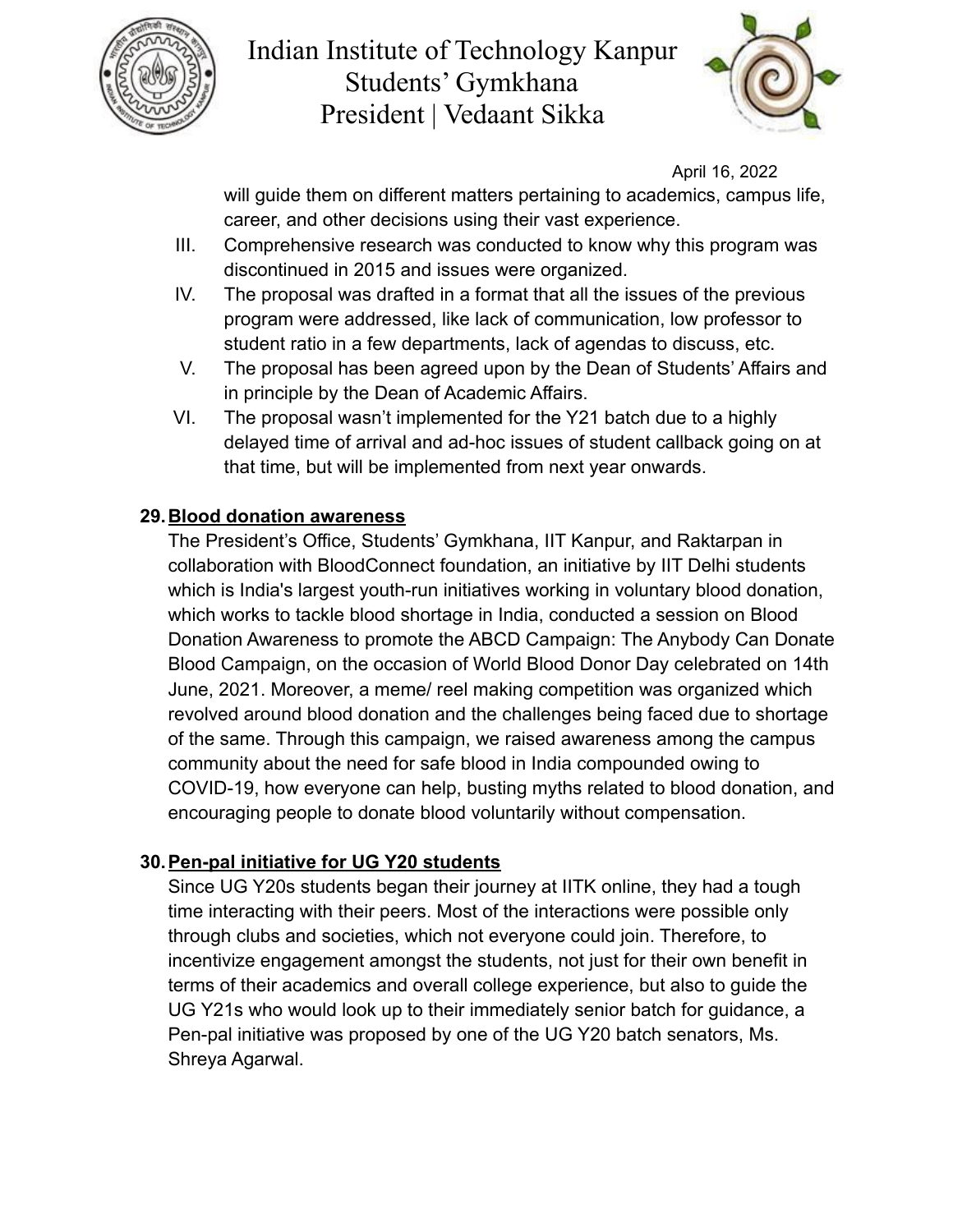will guide them on different matters pertaining to academics, campus life, career, and other decisions using their vast experience.

III. Comprehensive research was conducted to know why this program was discontinued in 2015 and issues were organized.
IV. The proposal was drafted in a format that all the issues of the previous program were addressed, like lack of communication, low professor to student ratio in a few departments, lack of agendas to discuss, etc.
V. The proposal has been agreed upon by the Dean of Students' Affairs and in principle by the Dean of Academic Affairs.
VI. The proposal wasn't implemented for the Y21 batch due to a highly delayed time of arrival and ad-hoc issues of student callback going on at that time, but will be implemented from next year onwards.

### 29. Blood donation awareness

The President's Office, Students' Gymkhana, IIT Kanpur, and Raktarpan in collaboration with BloodConnect foundation, an initiative by IIT Delhi students which is India's largest youth-run initiatives working in voluntary blood donation, which works to tackle blood shortage in India, conducted a session on Blood Donation Awareness to promote the ABCD Campaign: The Anybody Can Donate Blood Campaign, on the occasion of World Blood Donor Day celebrated on 14th June, 2021. Moreover, a meme/ reel making competition was organized which revolved around blood donation and the challenges being faced due to shortage of the same. Through this campaign, we raised awareness among the campus community about the need for safe blood in India compounded owing to COVID-19, how everyone can help, busting myths related to blood donation, and encouraging people to donate blood voluntarily without compensation.

### 30. Pen-pal initiative for UG Y20 students

Since UG Y20s students began their journey at IITK online, they had a tough time interacting with their peers. Most of the interactions were possible only through clubs and societies, which not everyone could join. Therefore, to incentivize engagement amongst the students, not just for their own benefit in terms of their academics and overall college experience, but also to guide the UG Y21s who would look up to their immediately senior batch for guidance, a Pen-pal initiative was proposed by one of the UG Y20 batch senators, Ms. Shreya Agarwal.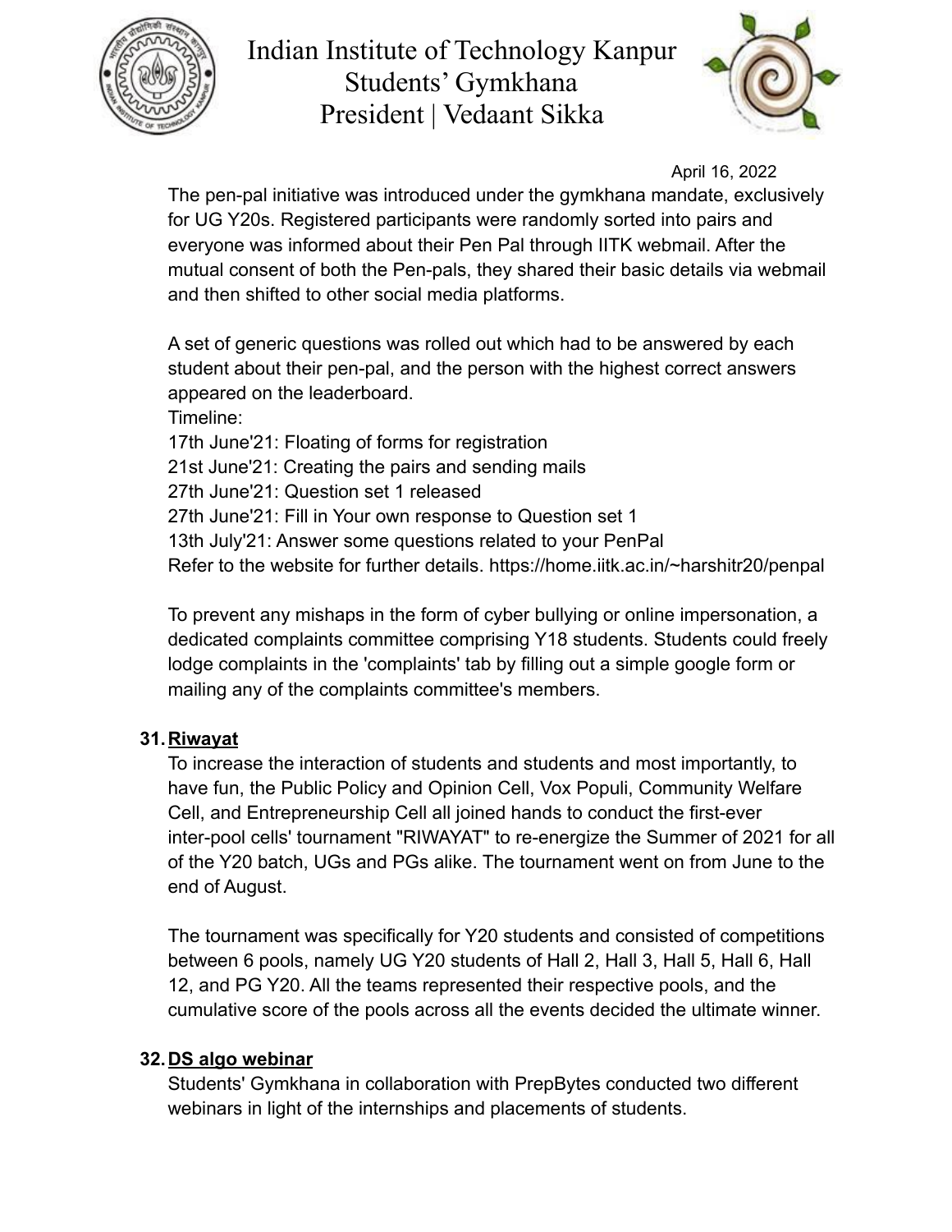The pen-pal initiative was introduced under the gymkhana mandate, exclusively for UG Y20s. Registered participants were randomly sorted into pairs and everyone was informed about their Pen Pal through IITK webmail. After the mutual consent of both the Pen-pals, they shared their basic details via webmail and then shifted to other social media platforms.

A set of generic questions was rolled out which had to be answered by each student about their pen-pal, and the person with the highest correct answers appeared on the leaderboard.

Timeline:

17th June'21: Floating of forms for registration
21st June'21: Creating the pairs and sending mails
27th June'21: Question set 1 released
27th June'21: Fill in Your own response to Question set 1
13th July'21: Answer some questions related to your PenPal
Refer to the website for further details. https://home.iitk.ac.in/~harshitr20/penpal

To prevent any mishaps in the form of cyber bullying or online impersonation, a dedicated complaints committee comprising Y18 students. Students could freely lodge complaints in the 'complaints' tab by filling out a simple google form or mailing any of the complaints committee's members.

**31. Riwayat**

To increase the interaction of students and students and most importantly, to have fun, the Public Policy and Opinion Cell, Vox Populi, Community Welfare Cell, and Entrepreneurship Cell all joined hands to conduct the first-ever inter-pool cells' tournament "RIWAYAT" to re-energize the Summer of 2021 for all of the Y20 batch, UGs and PGs alike. The tournament went on from June to the end of August.

The tournament was specifically for Y20 students and consisted of competitions between 6 pools, namely UG Y20 students of Hall 2, Hall 3, Hall 5, Hall 6, Hall 12, and PG Y20. All the teams represented their respective pools, and the cumulative score of the pools across all the events decided the ultimate winner.

**32. DS algo webinar**

Students' Gymkhana in collaboration with PrepBytes conducted two different webinars in light of the internships and placements of students.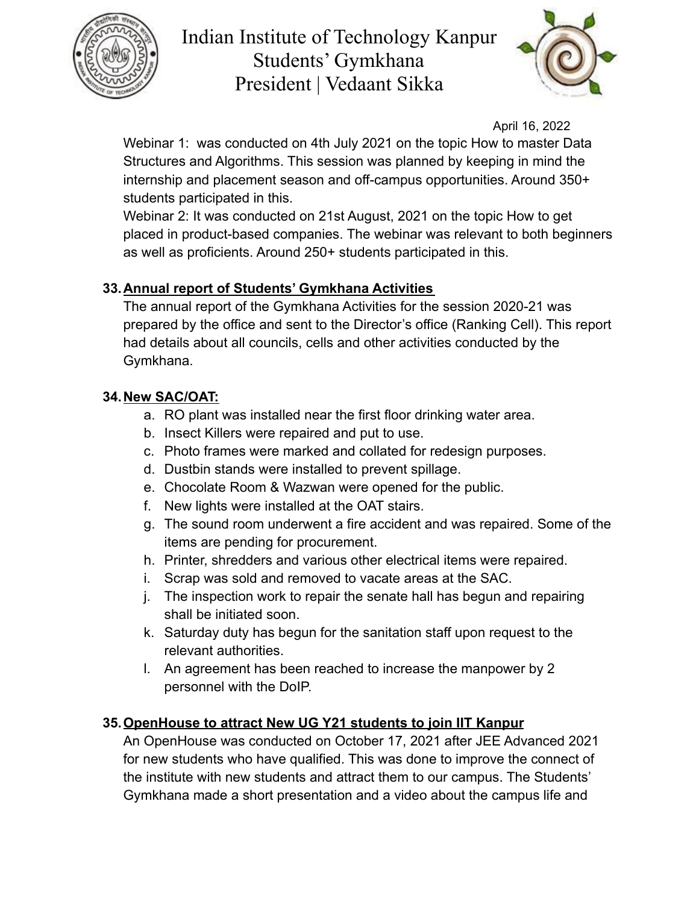Webinar 1: was conducted on 4th July 2021 on the topic How to master Data Structures and Algorithms. This session was planned by keeping in mind the internship and placement season and off-campus opportunities. Around 350+ students participated in this.

Webinar 2: It was conducted on 21st August, 2021 on the topic How to get placed in product-based companies. The webinar was relevant to both beginners as well as proficients. Around 250+ students participated in this.

**33. <u>Annual report of Students' Gymkhana Activities</u>**

The annual report of the Gymkhana Activities for the session 2020-21 was prepared by the office and sent to the Director's office (Ranking Cell). This report had details about all councils, cells and other activities conducted by the Gymkhana.

**34. <u>New SAC/OAT:</u>**

a. RO plant was installed near the first floor drinking water area.
b. Insect Killers were repaired and put to use.
c. Photo frames were marked and collated for redesign purposes.
d. Dustbin stands were installed to prevent spillage.
e. Chocolate Room & Wazwan were opened for the public.
f. New lights were installed at the OAT stairs.
g. The sound room underwent a fire accident and was repaired. Some of the items are pending for procurement.
h. Printer, shredders and various other electrical items were repaired.
i. Scrap was sold and removed to vacate areas at the SAC.
j. The inspection work to repair the senate hall has begun and repairing shall be initiated soon.
k. Saturday duty has begun for the sanitation staff upon request to the relevant authorities.
l. An agreement has been reached to increase the manpower by 2 personnel with the DoIP.

**35. <u>OpenHouse to attract New UG Y21 students to join IIT Kanpur</u>**

An OpenHouse was conducted on October 17, 2021 after JEE Advanced 2021 for new students who have qualified. This was done to improve the connect of the institute with new students and attract them to our campus. The Students' Gymkhana made a short presentation and a video about the campus life and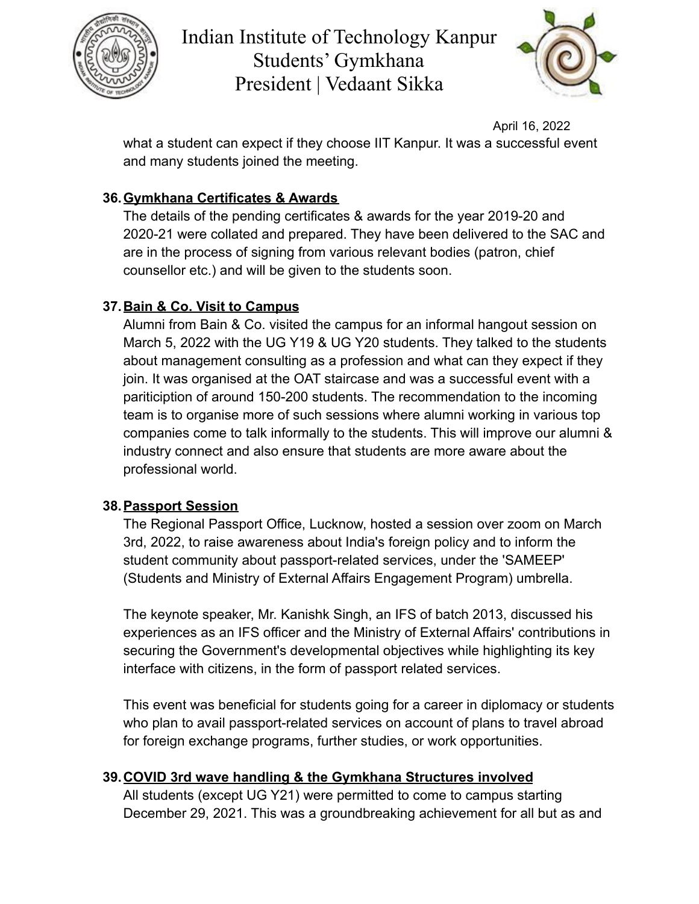what a student can expect if they choose IIT Kanpur. It was a successful event and many students joined the meeting.

36. **Gymkhana Certificates & Awards**

The details of the pending certificates & awards for the year 2019-20 and 2020-21 were collated and prepared. They have been delivered to the SAC and are in the process of signing from various relevant bodies (patron, chief counsellor etc.) and will be given to the students soon.

37. **Bain & Co. Visit to Campus**

Alumni from Bain & Co. visited the campus for an informal hangout session on March 5, 2022 with the UG Y19 & UG Y20 students. They talked to the students about management consulting as a profession and what can they expect if they join. It was organised at the OAT staircase and was a successful event with a pariticiption of around 150-200 students. The recommendation to the incoming team is to organise more of such sessions where alumni working in various top companies come to talk informally to the students. This will improve our alumni & industry connect and also ensure that students are more aware about the professional world.

38. **Passport Session**

The Regional Passport Office, Lucknow, hosted a session over zoom on March 3rd, 2022, to raise awareness about India's foreign policy and to inform the student community about passport-related services, under the 'SAMEEP' (Students and Ministry of External Affairs Engagement Program) umbrella.

The keynote speaker, Mr. Kanishk Singh, an IFS of batch 2013, discussed his experiences as an IFS officer and the Ministry of External Affairs' contributions in securing the Government's developmental objectives while highlighting its key interface with citizens, in the form of passport related services.

This event was beneficial for students going for a career in diplomacy or students who plan to avail passport-related services on account of plans to travel abroad for foreign exchange programs, further studies, or work opportunities.

39. **COVID 3rd wave handling & the Gymkhana Structures involved**

All students (except UG Y21) were permitted to come to campus starting December 29, 2021. This was a groundbreaking achievement for all but as and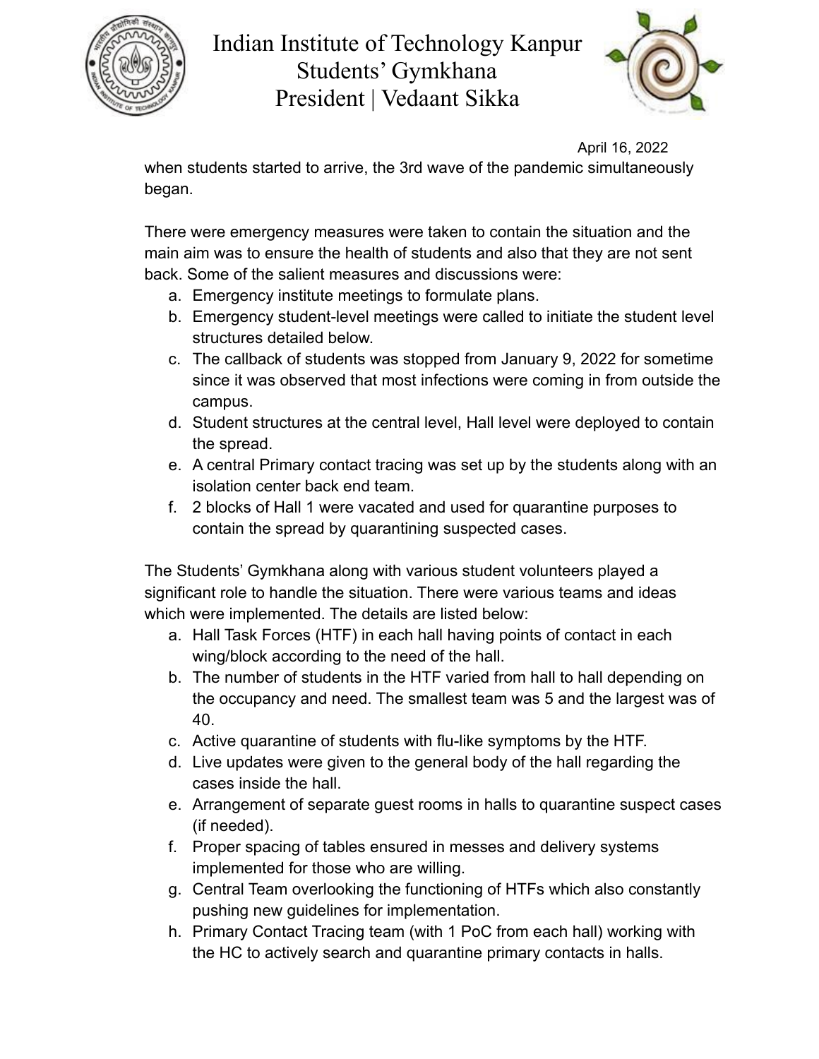when students started to arrive, the 3rd wave of the pandemic simultaneously began.

There were emergency measures were taken to contain the situation and the main aim was to ensure the health of students and also that they are not sent back. Some of the salient measures and discussions were:

a. Emergency institute meetings to formulate plans.
b. Emergency student-level meetings were called to initiate the student level structures detailed below.
c. The callback of students was stopped from January 9, 2022 for sometime since it was observed that most infections were coming in from outside the campus.
d. Student structures at the central level, Hall level were deployed to contain the spread.
e. A central Primary contact tracing was set up by the students along with an isolation center back end team.
f. 2 blocks of Hall 1 were vacated and used for quarantine purposes to contain the spread by quarantining suspected cases.

The Students' Gymkhana along with various student volunteers played a significant role to handle the situation. There were various teams and ideas which were implemented. The details are listed below:

a. Hall Task Forces (HTF) in each hall having points of contact in each wing/block according to the need of the hall.
b. The number of students in the HTF varied from hall to hall depending on the occupancy and need. The smallest team was 5 and the largest was of 40.
c. Active quarantine of students with flu-like symptoms by the HTF.
d. Live updates were given to the general body of the hall regarding the cases inside the hall.
e. Arrangement of separate guest rooms in halls to quarantine suspect cases (if needed).
f. Proper spacing of tables ensured in messes and delivery systems implemented for those who are willing.
g. Central Team overlooking the functioning of HTFs which also constantly pushing new guidelines for implementation.
h. Primary Contact Tracing team (with 1 PoC from each hall) working with the HC to actively search and quarantine primary contacts in halls.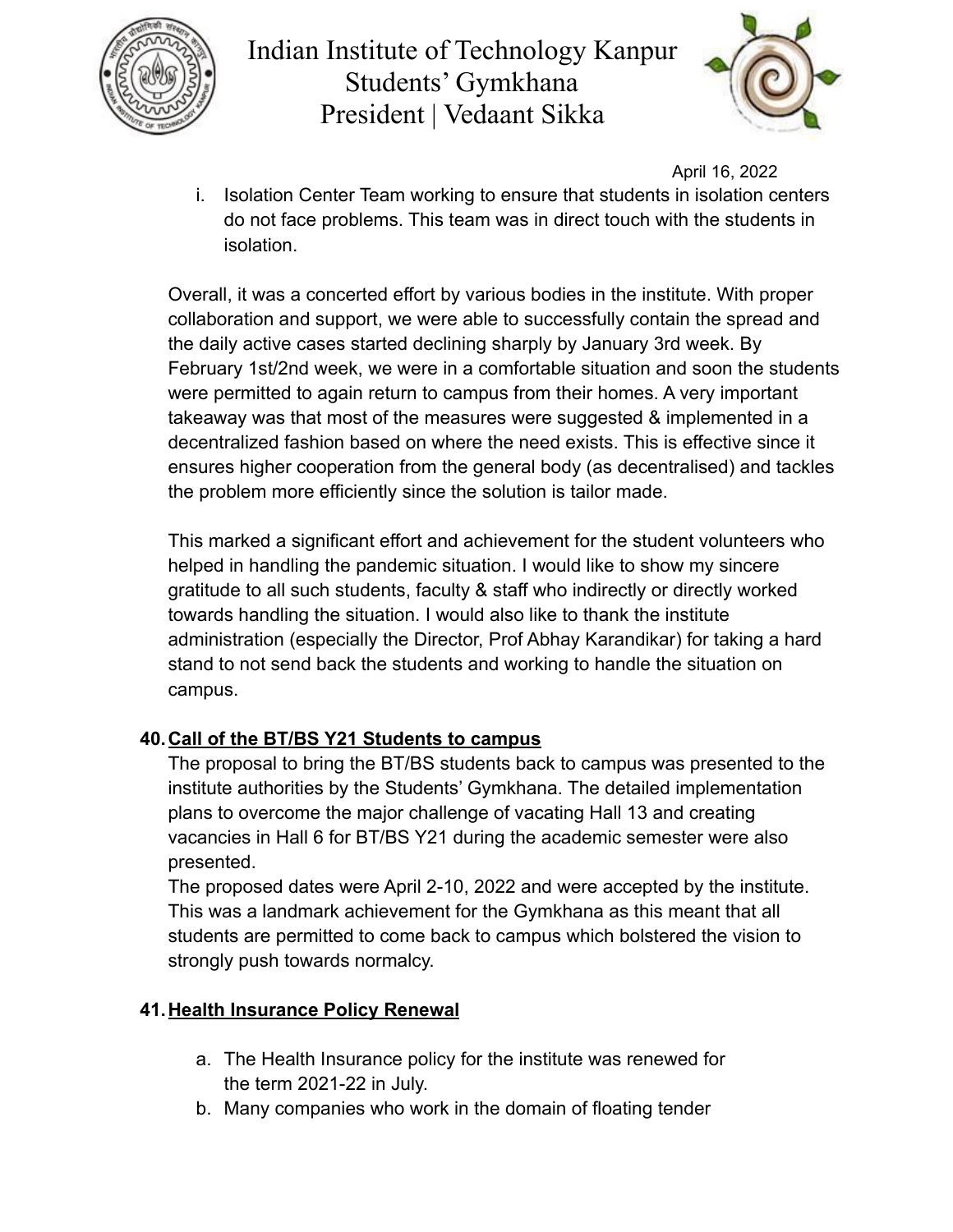i. Isolation Center Team working to ensure that students in isolation centers do not face problems. This team was in direct touch with the students in isolation.

Overall, it was a concerted effort by various bodies in the institute. With proper collaboration and support, we were able to successfully contain the spread and the daily active cases started declining sharply by January 3rd week. By February 1st/2nd week, we were in a comfortable situation and soon the students were permitted to again return to campus from their homes. A very important takeaway was that most of the measures were suggested & implemented in a decentralized fashion based on where the need exists. This is effective since it ensures higher cooperation from the general body (as decentralised) and tackles the problem more efficiently since the solution is tailor made.

This marked a significant effort and achievement for the student volunteers who helped in handling the pandemic situation. I would like to show my sincere gratitude to all such students, faculty & staff who indirectly or directly worked towards handling the situation. I would also like to thank the institute administration (especially the Director, Prof Abhay Karandikar) for taking a hard stand to not send back the students and working to handle the situation on campus.

## 40. Call of the BT/BS Y21 Students to campus

The proposal to bring the BT/BS students back to campus was presented to the institute authorities by the Students' Gymkhana. The detailed implementation plans to overcome the major challenge of vacating Hall 13 and creating vacancies in Hall 6 for BT/BS Y21 during the academic semester were also presented.

The proposed dates were April 2-10, 2022 and were accepted by the institute. This was a landmark achievement for the Gymkhana as this meant that all students are permitted to come back to campus which bolstered the vision to strongly push towards normalcy.

## 41. Health Insurance Policy Renewal

a. The Health Insurance policy for the institute was renewed for the term 2021-22 in July.
b. Many companies who work in the domain of floating tender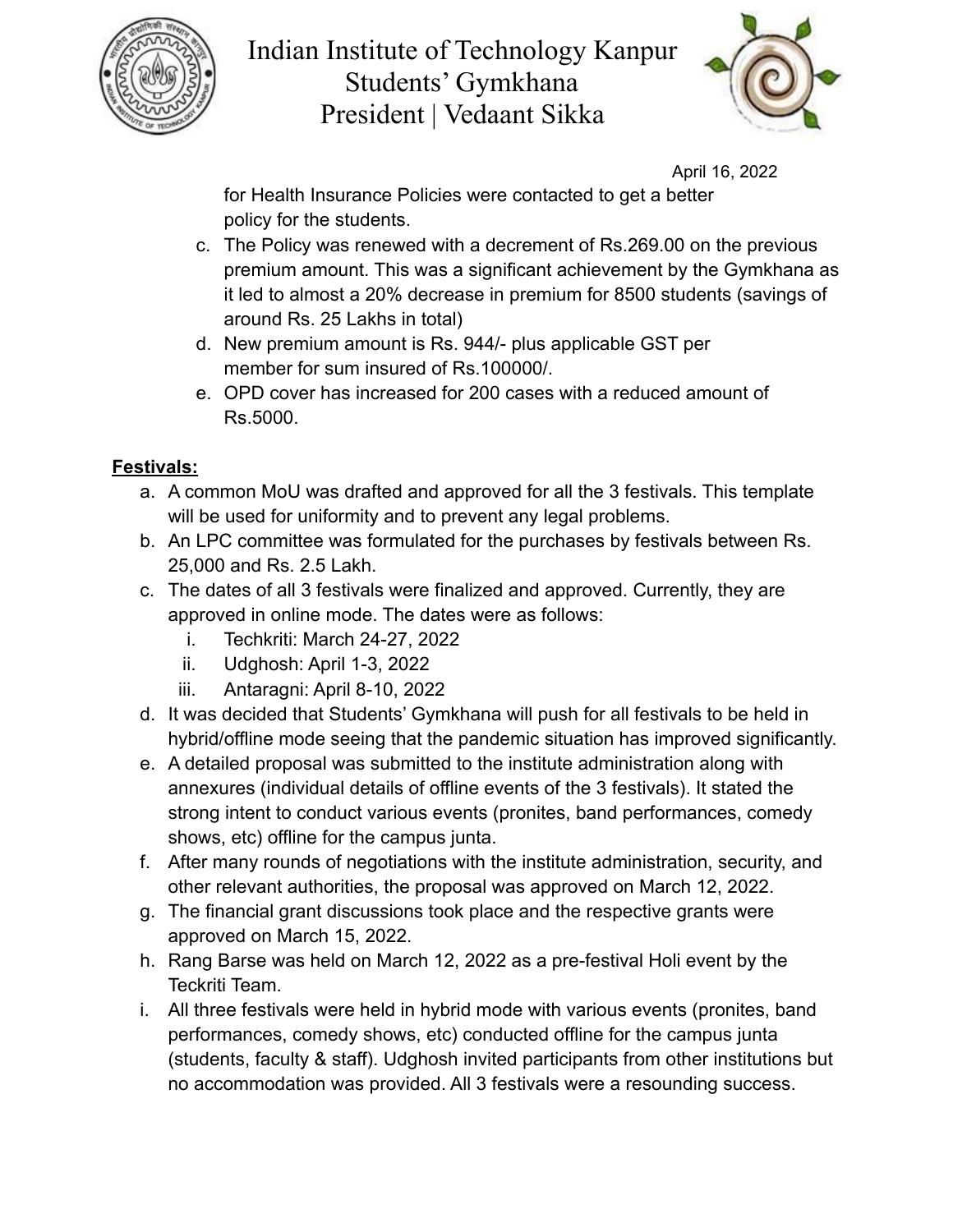for Health Insurance Policies were contacted to get a better policy for the students.

c. The Policy was renewed with a decrement of Rs.269.00 on the previous premium amount. This was a significant achievement by the Gymkhana as it led to almost a 20% decrease in premium for 8500 students (savings of around Rs. 25 Lakhs in total)
d. New premium amount is Rs. 944/- plus applicable GST per member for sum insured of Rs.100000/.
e. OPD cover has increased for 200 cases with a reduced amount of Rs.5000.

**Festivals:**

a. A common MoU was drafted and approved for all the 3 festivals. This template will be used for uniformity and to prevent any legal problems.
b. An LPC committee was formulated for the purchases by festivals between Rs. 25,000 and Rs. 2.5 Lakh.
c. The dates of all 3 festivals were finalized and approved. Currently, they are approved in online mode. The dates were as follows:
   i. Techkriti: March 24-27, 2022
   ii. Udghosh: April 1-3, 2022
   iii. Antaragni: April 8-10, 2022
d. It was decided that Students' Gymkhana will push for all festivals to be held in hybrid/offline mode seeing that the pandemic situation has improved significantly.
e. A detailed proposal was submitted to the institute administration along with annexures (individual details of offline events of the 3 festivals). It stated the strong intent to conduct various events (pronites, band performances, comedy shows, etc) offline for the campus junta.
f. After many rounds of negotiations with the institute administration, security, and other relevant authorities, the proposal was approved on March 12, 2022.
g. The financial grant discussions took place and the respective grants were approved on March 15, 2022.
h. Rang Barse was held on March 12, 2022 as a pre-festival Holi event by the Teckriti Team.
i. All three festivals were held in hybrid mode with various events (pronites, band performances, comedy shows, etc) conducted offline for the campus junta (students, faculty & staff). Udghosh invited participants from other institutions but no accommodation was provided. All 3 festivals were a resounding success.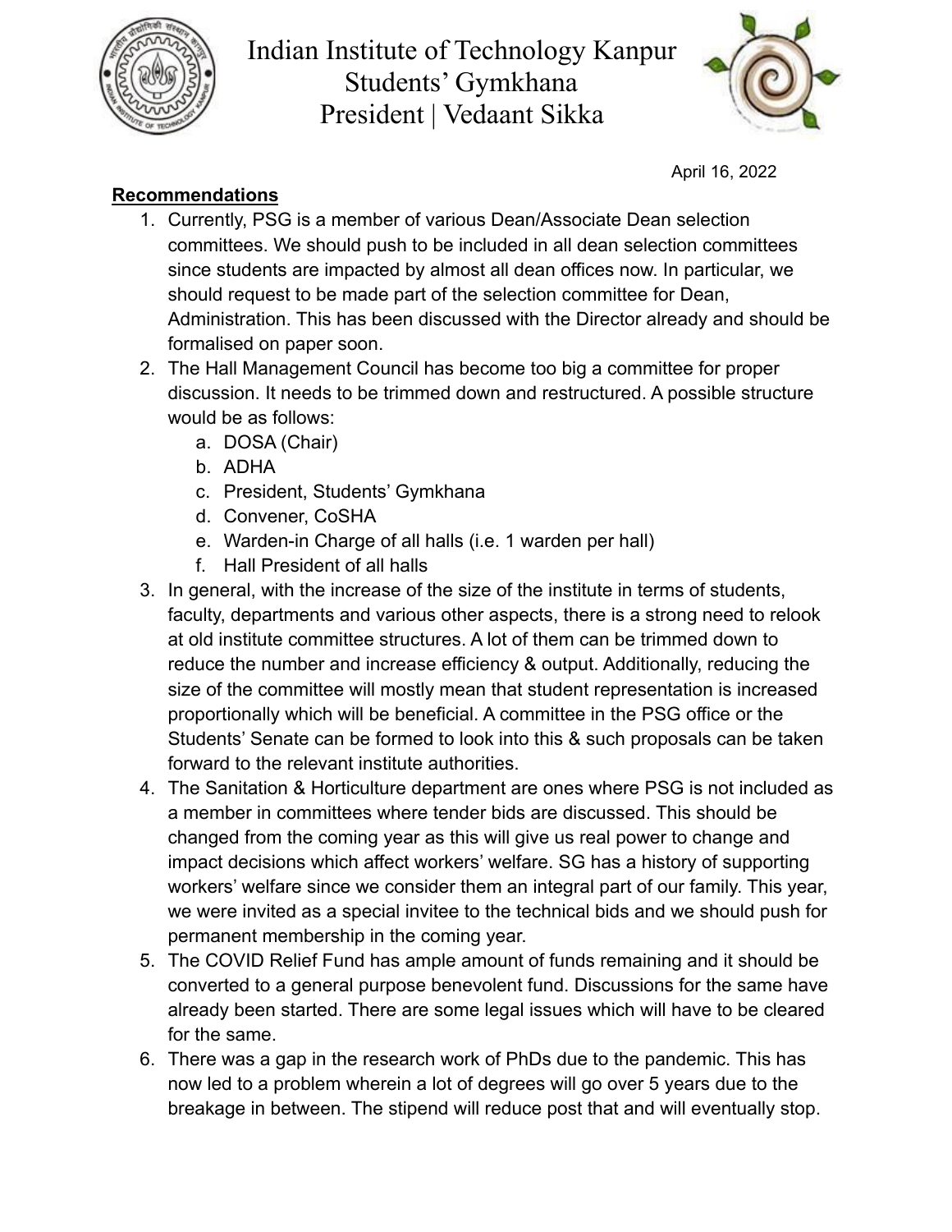# Indian Institute of Technology Kanpur
## Students' Gymkhana
## President | Vedaant Sikka

April 16, 2022

**Recommendations**

1. Currently, PSG is a member of various Dean/Associate Dean selection committees. We should push to be included in all dean selection committees since students are impacted by almost all dean offices now. In particular, we should request to be made part of the selection committee for Dean, Administration. This has been discussed with the Director already and should be formalised on paper soon.
2. The Hall Management Council has become too big a committee for proper discussion. It needs to be trimmed down and restructured. A possible structure would be as follows:
   a. DOSA (Chair)
   b. ADHA
   c. President, Students' Gymkhana
   d. Convener, CoSHA
   e. Warden-in Charge of all halls (i.e. 1 warden per hall)
   f. Hall President of all halls
3. In general, with the increase of the size of the institute in terms of students, faculty, departments and various other aspects, there is a strong need to relook at old institute committee structures. A lot of them can be trimmed down to reduce the number and increase efficiency & output. Additionally, reducing the size of the committee will mostly mean that student representation is increased proportionally which will be beneficial. A committee in the PSG office or the Students' Senate can be formed to look into this & such proposals can be taken forward to the relevant institute authorities.
4. The Sanitation & Horticulture department are ones where PSG is not included as a member in committees where tender bids are discussed. This should be changed from the coming year as this will give us real power to change and impact decisions which affect workers' welfare. SG has a history of supporting workers' welfare since we consider them an integral part of our family. This year, we were invited as a special invitee to the technical bids and we should push for permanent membership in the coming year.
5. The COVID Relief Fund has ample amount of funds remaining and it should be converted to a general purpose benevolent fund. Discussions for the same have already been started. There are some legal issues which will have to be cleared for the same.
6. There was a gap in the research work of PhDs due to the pandemic. This has now led to a problem wherein a lot of degrees will go over 5 years due to the breakage in between. The stipend will reduce post that and will eventually stop.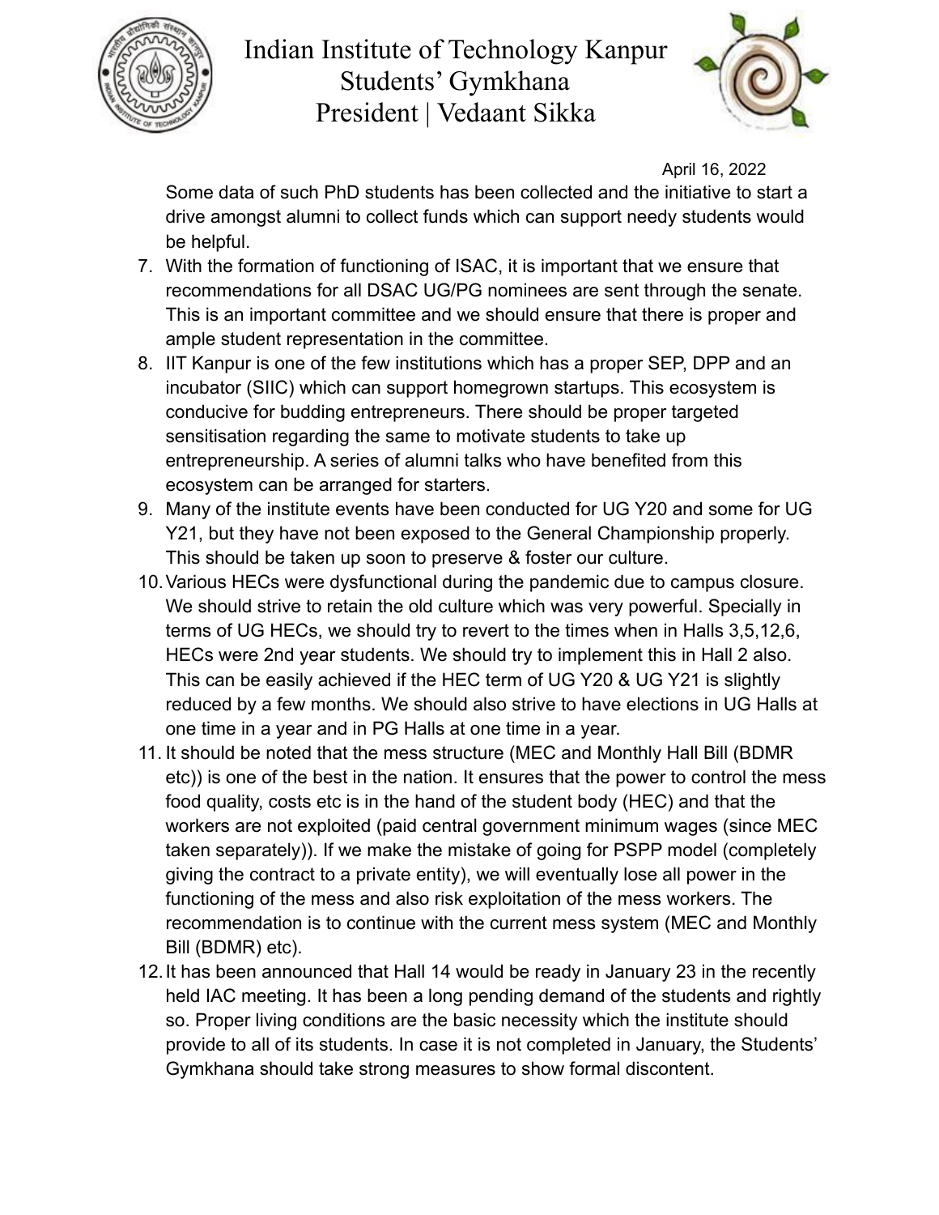April 16, 2022

Some data of such PhD students has been collected and the initiative to start a drive amongst alumni to collect funds which can support needy students would be helpful.

7. With the formation of functioning of ISAC, it is important that we ensure that recommendations for all DSAC UG/PG nominees are sent through the senate. This is an important committee and we should ensure that there is proper and ample student representation in the committee.
8. IIT Kanpur is one of the few institutions which has a proper SEP, DPP and an incubator (SIIC) which can support homegrown startups. This ecosystem is conducive for budding entrepreneurs. There should be proper targeted sensitisation regarding the same to motivate students to take up entrepreneurship. A series of alumni talks who have benefited from this ecosystem can be arranged for starters.
9. Many of the institute events have been conducted for UG Y20 and some for UG Y21, but they have not been exposed to the General Championship properly. This should be taken up soon to preserve & foster our culture.
10. Various HECs were dysfunctional during the pandemic due to campus closure. We should strive to retain the old culture which was very powerful. Specially in terms of UG HECs, we should try to revert to the times when in Halls 3,5,12,6, HECs were 2nd year students. We should try to implement this in Hall 2 also. This can be easily achieved if the HEC term of UG Y20 & UG Y21 is slightly reduced by a few months. We should also strive to have elections in UG Halls at one time in a year and in PG Halls at one time in a year.
11. It should be noted that the mess structure (MEC and Monthly Hall Bill (BDMR etc)) is one of the best in the nation. It ensures that the power to control the mess food quality, costs etc is in the hand of the student body (HEC) and that the workers are not exploited (paid central government minimum wages (since MEC taken separately)). If we make the mistake of going for PSPP model (completely giving the contract to a private entity), we will eventually lose all power in the functioning of the mess and also risk exploitation of the mess workers. The recommendation is to continue with the current mess system (MEC and Monthly Bill (BDMR) etc).
12. It has been announced that Hall 14 would be ready in January 23 in the recently held IAC meeting. It has been a long pending demand of the students and rightly so. Proper living conditions are the basic necessity which the institute should provide to all of its students. In case it is not completed in January, the Students' Gymkhana should take strong measures to show formal discontent.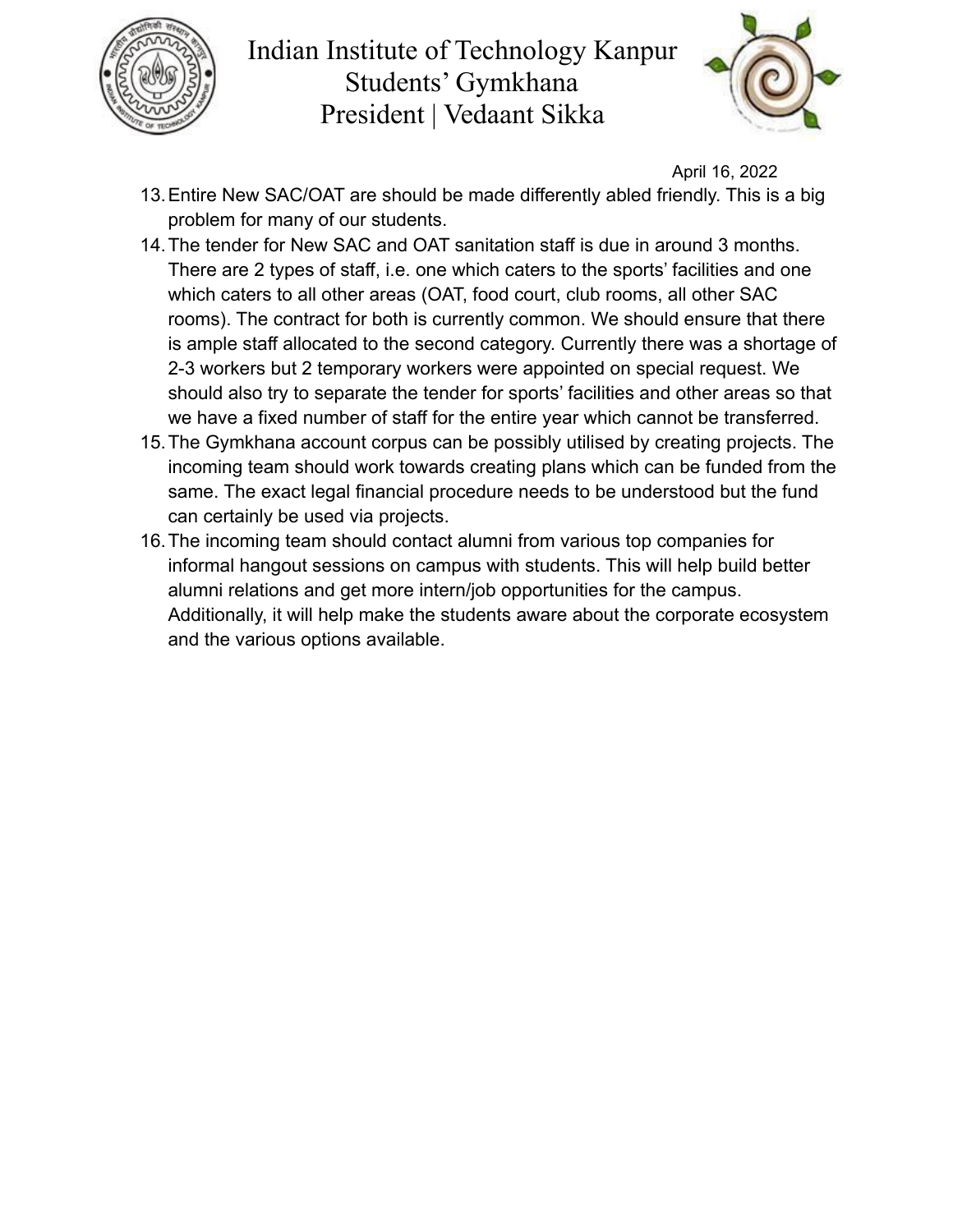April 16, 2022

13. Entire New SAC/OAT are should be made differently abled friendly. This is a big problem for many of our students.
14. The tender for New SAC and OAT sanitation staff is due in around 3 months. There are 2 types of staff, i.e. one which caters to the sports' facilities and one which caters to all other areas (OAT, food court, club rooms, all other SAC rooms). The contract for both is currently common. We should ensure that there is ample staff allocated to the second category. Currently there was a shortage of 2-3 workers but 2 temporary workers were appointed on special request. We should also try to separate the tender for sports' facilities and other areas so that we have a fixed number of staff for the entire year which cannot be transferred.
15. The Gymkhana account corpus can be possibly utilised by creating projects. The incoming team should work towards creating plans which can be funded from the same. The exact legal financial procedure needs to be understood but the fund can certainly be used via projects.
16. The incoming team should contact alumni from various top companies for informal hangout sessions on campus with students. This will help build better alumni relations and get more intern/job opportunities for the campus. Additionally, it will help make the students aware about the corporate ecosystem and the various options available.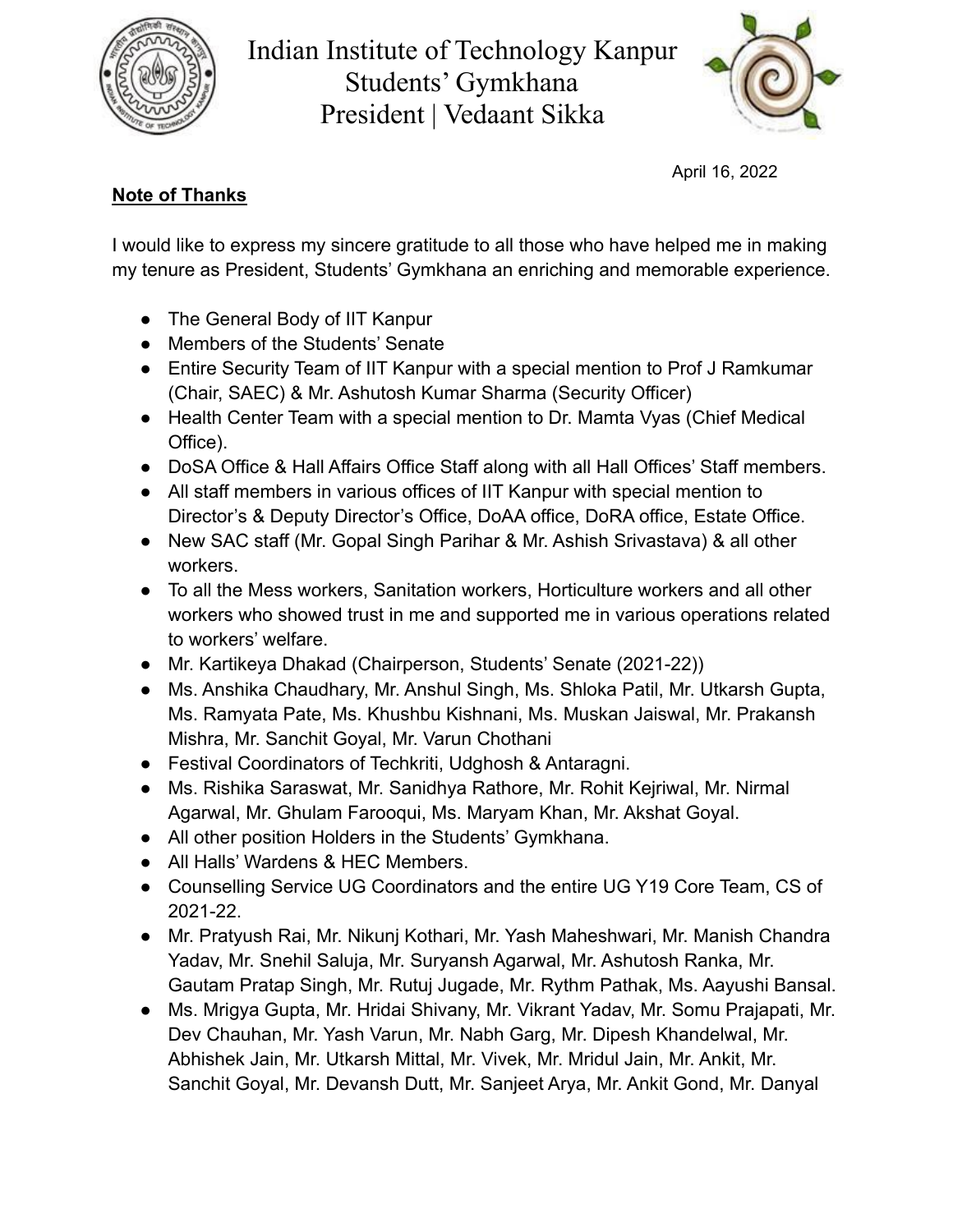# Indian Institute of Technology Kanpur
## Students' Gymkhana
## President | Vedaant Sikka

April 16, 2022

**Note of Thanks**

I would like to express my sincere gratitude to all those who have helped me in making my tenure as President, Students' Gymkhana an enriching and memorable experience.

- The General Body of IIT Kanpur
- Members of the Students' Senate
- Entire Security Team of IIT Kanpur with a special mention to Prof J Ramkumar (Chair, SAEC) & Mr. Ashutosh Kumar Sharma (Security Officer)
- Health Center Team with a special mention to Dr. Mamta Vyas (Chief Medical Office).
- DoSA Office & Hall Affairs Office Staff along with all Hall Offices' Staff members.
- All staff members in various offices of IIT Kanpur with special mention to Director's & Deputy Director's Office, DoAA office, DoRA office, Estate Office.
- New SAC staff (Mr. Gopal Singh Parihar & Mr. Ashish Srivastava) & all other workers.
- To all the Mess workers, Sanitation workers, Horticulture workers and all other workers who showed trust in me and supported me in various operations related to workers' welfare.
- Mr. Kartikeya Dhakad (Chairperson, Students' Senate (2021-22))
- Ms. Anshika Chaudhary, Mr. Anshul Singh, Ms. Shloka Patil, Mr. Utkarsh Gupta, Ms. Ramyata Pate, Ms. Khushbu Kishnani, Ms. Muskan Jaiswal, Mr. Prakansh Mishra, Mr. Sanchit Goyal, Mr. Varun Chothani
- Festival Coordinators of Techkriti, Udghosh & Antaragni.
- Ms. Rishika Saraswat, Mr. Sanidhya Rathore, Mr. Rohit Kejriwal, Mr. Nirmal Agarwal, Mr. Ghulam Farooqui, Ms. Maryam Khan, Mr. Akshat Goyal.
- All other position Holders in the Students' Gymkhana.
- All Halls' Wardens & HEC Members.
- Counselling Service UG Coordinators and the entire UG Y19 Core Team, CS of 2021-22.
- Mr. Pratyush Rai, Mr. Nikunj Kothari, Mr. Yash Maheshwari, Mr. Manish Chandra Yadav, Mr. Snehil Saluja, Mr. Suryansh Agarwal, Mr. Ashutosh Ranka, Mr. Gautam Pratap Singh, Mr. Rutuj Jugade, Mr. Rythm Pathak, Ms. Aayushi Bansal.
- Ms. Mrigya Gupta, Mr. Hridai Shivany, Mr. Vikrant Yadav, Mr. Somu Prajapati, Mr. Dev Chauhan, Mr. Yash Varun, Mr. Nabh Garg, Mr. Dipesh Khandelwal, Mr. Abhishek Jain, Mr. Utkarsh Mittal, Mr. Vivek, Mr. Mridul Jain, Mr. Ankit, Mr. Sanchit Goyal, Mr. Devansh Dutt, Mr. Sanjeet Arya, Mr. Ankit Gond, Mr. Danyal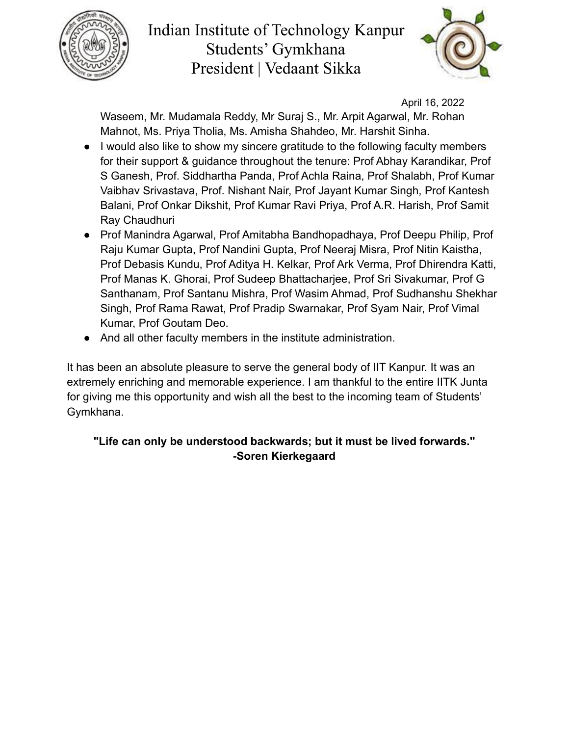Waseem, Mr. Mudamala Reddy, Mr Suraj S., Mr. Arpit Agarwal, Mr. Rohan Mahnot, Ms. Priya Tholia, Ms. Amisha Shahdeo, Mr. Harshit Sinha.

- I would also like to show my sincere gratitude to the following faculty members for their support & guidance throughout the tenure: Prof Abhay Karandikar, Prof S Ganesh, Prof. Siddhartha Panda, Prof Achla Raina, Prof Shalabh, Prof Kumar Vaibhav Srivastava, Prof. Nishant Nair, Prof Jayant Kumar Singh, Prof Kantesh Balani, Prof Onkar Dikshit, Prof Kumar Ravi Priya, Prof A.R. Harish, Prof Samit Ray Chaudhuri
- Prof Manindra Agarwal, Prof Amitabha Bandhopadhaya, Prof Deepu Philip, Prof Raju Kumar Gupta, Prof Nandini Gupta, Prof Neeraj Misra, Prof Nitin Kaistha, Prof Debasis Kundu, Prof Aditya H. Kelkar, Prof Ark Verma, Prof Dhirendra Katti, Prof Manas K. Ghorai, Prof Sudeep Bhattacharjee, Prof Sri Sivakumar, Prof G Santhanam, Prof Santanu Mishra, Prof Wasim Ahmad, Prof Sudhanshu Shekhar Singh, Prof Rama Rawat, Prof Pradip Swarnakar, Prof Syam Nair, Prof Vimal Kumar, Prof Goutam Deo.
- And all other faculty members in the institute administration.

It has been an absolute pleasure to serve the general body of IIT Kanpur. It was an extremely enriching and memorable experience. I am thankful to the entire IITK Junta for giving me this opportunity and wish all the best to the incoming team of Students' Gymkhana.

**"Life can only be understood backwards; but it must be lived forwards."**
**-Soren Kierkegaard**